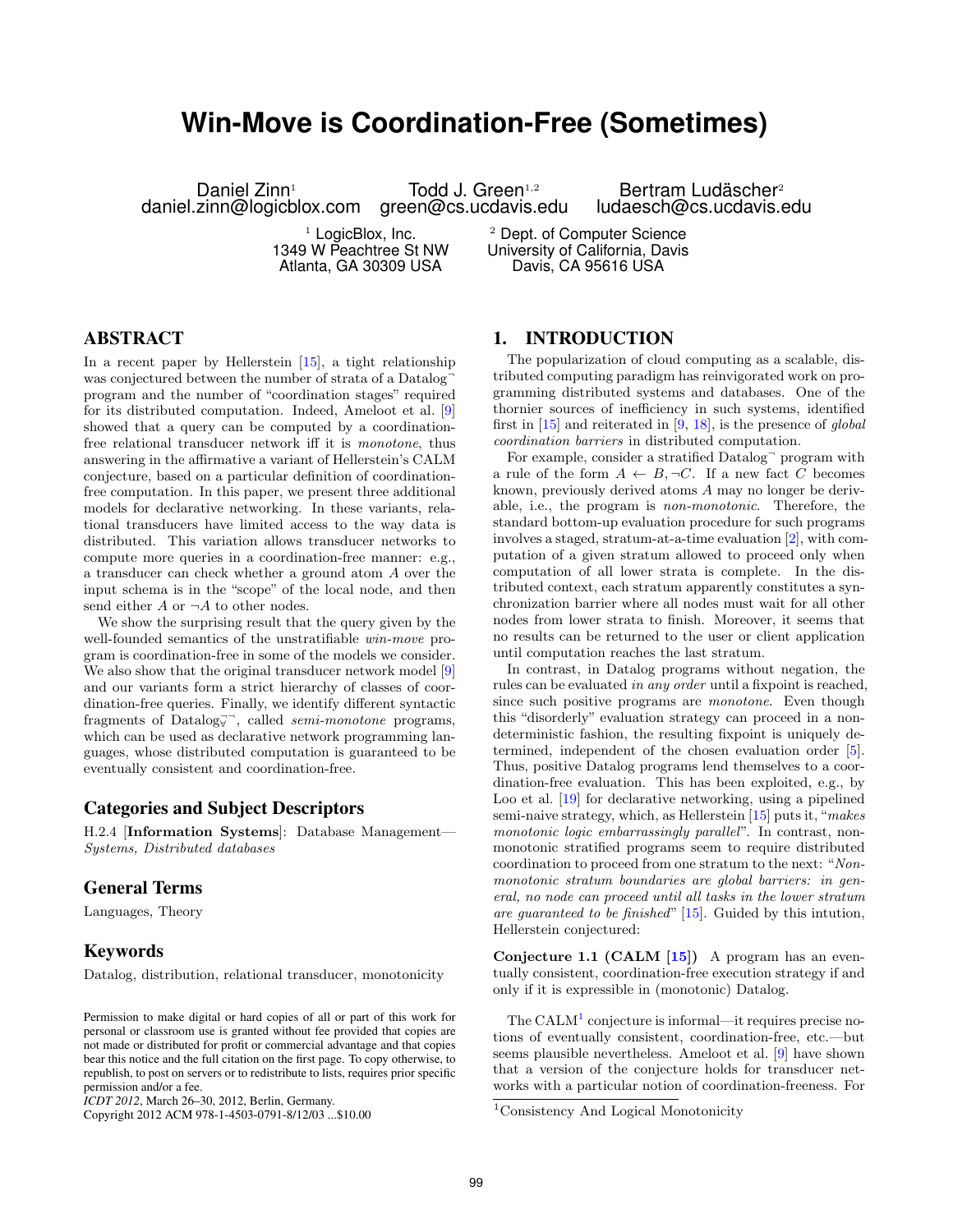# Win-Move is Coordination-Free (Sometimes)

Daniel Zinn[1]
daniel.zinn@logicblox.com

Todd J. Green[1,2]
green@cs.ucdavis.edu

Bertram Ludäscher[2]
ludaesch@cs.ucdavis.edu

[1] LogicBlox, Inc.
1349 W Peachtree St NW
Atlanta, GA 30309 USA

[2] Dept. of Computer Science
University of California, Davis
Davis, CA 95616 USA

## ABSTRACT

In a recent paper by Hellerstein [15], a tight relationship was conjectured between the number of strata of a Datalog$^\neg$ program and the number of "coordination stages" required for its distributed computation. Indeed, Ameloot et al. [9] showed that a query can be computed by a coordination-free relational transducer network iff it is *monotone*, thus answering in the affirmative a variant of Hellerstein's CALM conjecture, based on a particular definition of coordination-free computation. In this paper, we present three additional models for declarative networking. In these variants, relational transducers have limited access to the way data is distributed. This variation allows transducer networks to compute more queries in a coordination-free manner: e.g., a transducer can check whether a ground atom $A$ over the input schema is in the "scope" of the local node, and then send either $A$ or $\neg A$ to other nodes.

We show the surprising result that the query given by the well-founded semantics of the unstratifiable *win-move* program is coordination-free in some of the models we consider. We also show that the original transducer network model [9] and our variants form a strict hierarchy of classes of coordination-free queries. Finally, we identify different syntactic fragments of Datalog$_{\forall}^{\neg\neg}$, called *semi-monotone* programs, which can be used as declarative network programming languages, whose distributed computation is guaranteed to be eventually consistent and coordination-free.

### Categories and Subject Descriptors

H.2.4 [**Information Systems**]: Database Management—*Systems, Distributed databases*

### General Terms

Languages, Theory

### Keywords

Datalog, distribution, relational transducer, monotonicity

Permission to make digital or hard copies of all or part of this work for personal or classroom use is granted without fee provided that copies are not made or distributed for profit or commercial advantage and that copies bear this notice and the full citation on the first page. To copy otherwise, to republish, to post on servers or to redistribute to lists, requires prior specific permission and/or a fee.
*ICDT 2012*, March 26–30, 2012, Berlin, Germany.
Copyright 2012 ACM 978-1-4503-0791-8/12/03 ...$10.00

## 1. INTRODUCTION

The popularization of cloud computing as a scalable, distributed computing paradigm has reinvigorated work on programming distributed systems and databases. One of the thornier sources of inefficiency in such systems, identified first in [15] and reiterated in [9, 18], is the presence of *global coordination barriers* in distributed computation.

For example, consider a stratified Datalog$^\neg$ program with a rule of the form $A \leftarrow B, \neg C$. If a new fact $C$ becomes known, previously derived atoms $A$ may no longer be derivable, i.e., the program is *non-monotonic*. Therefore, the standard bottom-up evaluation procedure for such programs involves a staged, stratum-at-a-time evaluation [2], with computation of a given stratum allowed to proceed only when computation of all lower strata is complete. In the distributed context, each stratum apparently constitutes a synchronization barrier where all nodes must wait for all other nodes from lower strata to finish. Moreover, it seems that no results can be returned to the user or client application until computation reaches the last stratum.

In contrast, in Datalog programs without negation, the rules can be evaluated *in any order* until a fixpoint is reached, since such positive programs are *monotone*. Even though this "disorderly" evaluation strategy can proceed in a nondeterministic fashion, the resulting fixpoint is uniquely determined, independent of the chosen evaluation order [5]. Thus, positive Datalog programs lend themselves to a coordination-free evaluation. This has been exploited, e.g., by Loo et al. [19] for declarative networking, using a pipelined semi-naive strategy, which, as Hellerstein [15] puts it, "*makes monotonic logic embarrassingly parallel*". In contrast, nonmonotonic stratified programs seem to require distributed coordination to proceed from one stratum to the next: "*Nonmonotonic stratum boundaries are global barriers: in general, no node can proceed until all tasks in the lower stratum are guaranteed to be finished*" [15]. Guided by this intution, Hellerstein conjectured:

**Conjecture 1.1 (CALM [15])** A program has an eventually consistent, coordination-free execution strategy if and only if it is expressible in (monotonic) Datalog.

The CALM[1] conjecture is informal—it requires precise notions of eventually consistent, coordination-free, etc.—but seems plausible nevertheless. Ameloot et al. [9] have shown that a version of the conjecture holds for transducer networks with a particular notion of coordination-freeness. For

[1]Consistency And Logical Monotonicity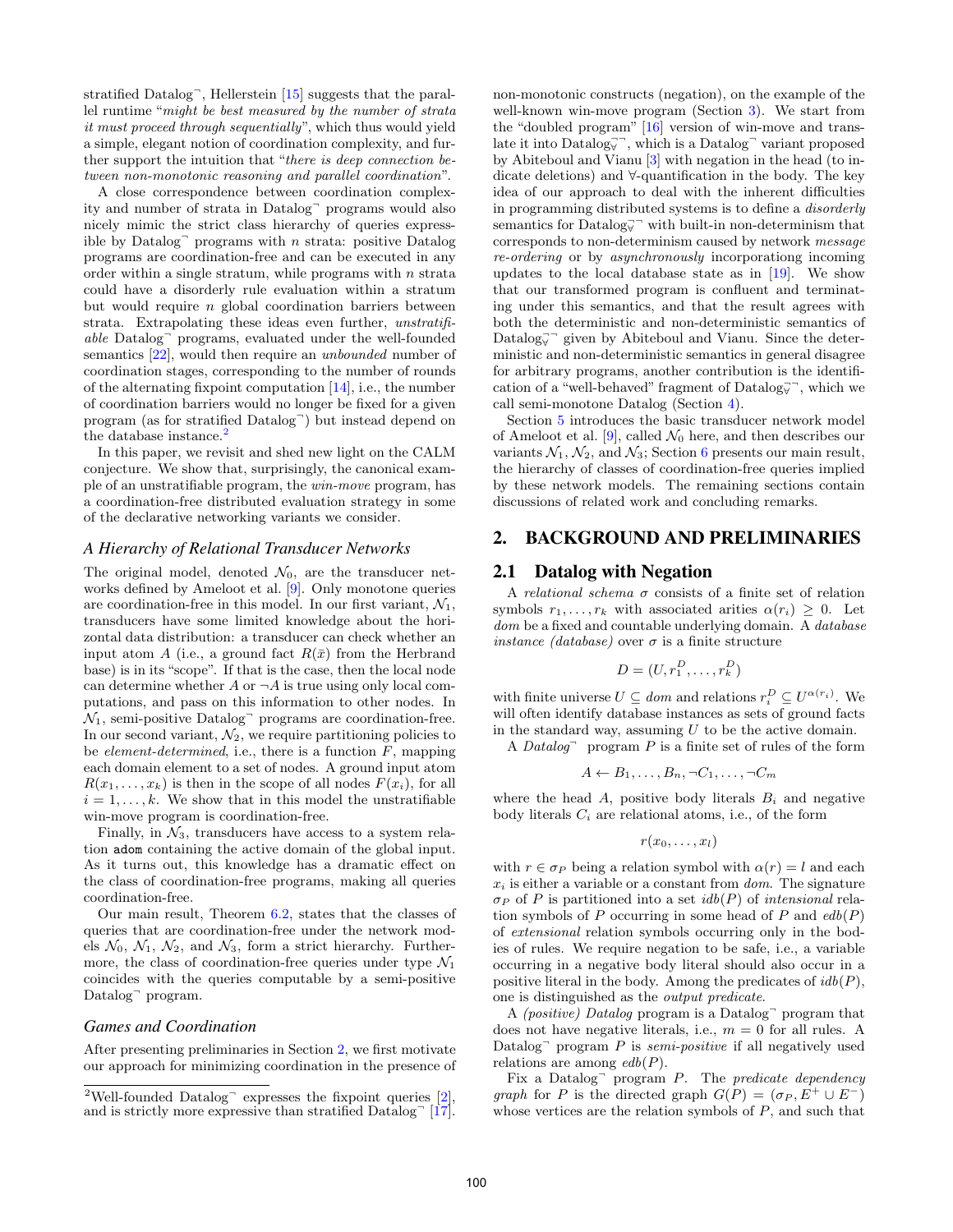stratified Datalog$^\neg$, Hellerstein [15] suggests that the parallel runtime "*might be best measured by the number of strata it must proceed through sequentially*", which thus would yield a simple, elegant notion of coordination complexity, and further support the intuition that "*there is deep connection between non-monotonic reasoning and parallel coordination*".

A close correspondence between coordination complexity and number of strata in Datalog$^\neg$ programs would also nicely mimic the strict class hierarchy of queries expressible by Datalog$^\neg$ programs with $n$ strata: positive Datalog programs are coordination-free and can be executed in any order within a single stratum, while programs with $n$ strata could have a disorderly rule evaluation within a stratum but would require $n$ global coordination barriers between strata. Extrapolating these ideas even further, *unstratifiable* Datalog$^\neg$ programs, evaluated under the well-founded semantics [22], would then require an *unbounded* number of coordination stages, corresponding to the number of rounds of the alternating fixpoint computation [14], i.e., the number of coordination barriers would no longer be fixed for a given program (as for stratified Datalog$^\neg$) but instead depend on the database instance.[2]

In this paper, we revisit and shed new light on the CALM conjecture. We show that, surprisingly, the canonical example of an unstratifiable program, the *win-move* program, has a coordination-free distributed evaluation strategy in some of the declarative networking variants we consider.

### A Hierarchy of Relational Transducer Networks

The original model, denoted $\mathcal{N}_0$, are the transducer networks defined by Ameloot et al. [9]. Only monotone queries are coordination-free in this model. In our first variant, $\mathcal{N}_1$, transducers have some limited knowledge about the horizontal data distribution: a transducer can check whether an input atom $A$ (i.e., a ground fact $R(\bar{x})$ from the Herbrand base) is in its "scope". If that is the case, then the local node can determine whether $A$ or $\neg A$ is true using only local computations, and pass on this information to other nodes. In $\mathcal{N}_1$, semi-positive Datalog$^\neg$ programs are coordination-free. In our second variant, $\mathcal{N}_2$, we require partitioning policies to be *element-determined*, i.e., there is a function $F$, mapping each domain element to a set of nodes. A ground input atom $R(x_1, \ldots, x_k)$ is then in the scope of all nodes $F(x_i)$, for all $i = 1, \ldots, k$. We show that in this model the unstratifiable win-move program is coordination-free.

Finally, in $\mathcal{N}_3$, transducers have access to a system relation `adom` containing the active domain of the global input. As it turns out, this knowledge has a dramatic effect on the class of coordination-free programs, making all queries coordination-free.

Our main result, Theorem 6.2, states that the classes of queries that are coordination-free under the network models $\mathcal{N}_0$, $\mathcal{N}_1$, $\mathcal{N}_2$, and $\mathcal{N}_3$, form a strict hierarchy. Furthermore, the class of coordination-free queries under type $\mathcal{N}_1$ coincides with the queries computable by a semi-positive Datalog$^\neg$ program.

### Games and Coordination

After presenting preliminaries in Section 2, we first motivate our approach for minimizing coordination in the presence of non-monotonic constructs (negation), on the example of the well-known win-move program (Section 3). We start from the "doubled program" [16] version of win-move and translate it into Datalog$_\forall^{\neg\neg}$, which is a Datalog$^\neg$ variant proposed by Abiteboul and Vianu [3] with negation in the head (to indicate deletions) and $\forall$-quantification in the body. The key idea of our approach to deal with the inherent difficulties in programming distributed systems is to define a *disorderly* semantics for Datalog$_\forall^{\neg\neg}$ with built-in non-determinism that corresponds to non-determinism caused by network *message re-ordering* or by *asynchronously* incorporationg incoming updates to the local database state as in [19]. We show that our transformed program is confluent and terminating under this semantics, and that the result agrees with both the deterministic and non-deterministic semantics of Datalog$_\forall^{\neg\neg}$ given by Abiteboul and Vianu. Since the deterministic and non-deterministic semantics in general disagree for arbitrary programs, another contribution is the identification of a "well-behaved" fragment of Datalog$_\forall^{\neg\neg}$, which we call semi-monotone Datalog (Section 4).

Section 5 introduces the basic transducer network model of Ameloot et al. [9], called $\mathcal{N}_0$ here, and then describes our variants $\mathcal{N}_1$, $\mathcal{N}_2$, and $\mathcal{N}_3$; Section 6 presents our main result, the hierarchy of classes of coordination-free queries implied by these network models. The remaining sections contain discussions of related work and concluding remarks.

## 2. BACKGROUND AND PRELIMINARIES

### 2.1 Datalog with Negation

A *relational schema* $\sigma$ consists of a finite set of relation symbols $r_1, \ldots, r_k$ with associated arities $\alpha(r_i) \geq 0$. Let *dom* be a fixed and countable underlying domain. A *database instance (database)* over $\sigma$ is a finite structure

$$D = (U, r_1^D, \ldots, r_k^D)$$

with finite universe $U \subseteq dom$ and relations $r_i^D \subseteq U^{\alpha(r_i)}$. We will often identify database instances as sets of ground facts in the standard way, assuming $U$ to be the active domain.

A *Datalog$^\neg$* program $P$ is a finite set of rules of the form

$$A \leftarrow B_1, \ldots, B_n, \neg C_1, \ldots, \neg C_m$$

where the head $A$, positive body literals $B_i$ and negative body literals $C_i$ are relational atoms, i.e., of the form

$$r(x_0, \ldots, x_l)$$

with $r \in \sigma_P$ being a relation symbol with $\alpha(r) = l$ and each $x_i$ is either a variable or a constant from *dom*. The signature $\sigma_P$ of $P$ is partitioned into a set $idb(P)$ of *intensional* relation symbols of $P$ occurring in some head of $P$ and $edb(P)$ of *extensional* relation symbols occurring only in the bodies of rules. We require negation to be safe, i.e., a variable occurring in a negative body literal should also occur in a positive literal in the body. Among the predicates of $idb(P)$, one is distinguished as the *output predicate*.

A *(positive) Datalog* program is a Datalog$^\neg$ program that does not have negative literals, i.e., $m = 0$ for all rules. A Datalog$^\neg$ program $P$ is *semi-positive* if all negatively used relations are among $edb(P)$.

Fix a Datalog$^\neg$ program $P$. The *predicate dependency graph* for $P$ is the directed graph $G(P) = (\sigma_P, E^+ \cup E^-)$ whose vertices are the relation symbols of $P$, and such that

[2] Well-founded Datalog$^\neg$ expresses the fixpoint queries [2], and is strictly more expressive than stratified Datalog$^\neg$ [17].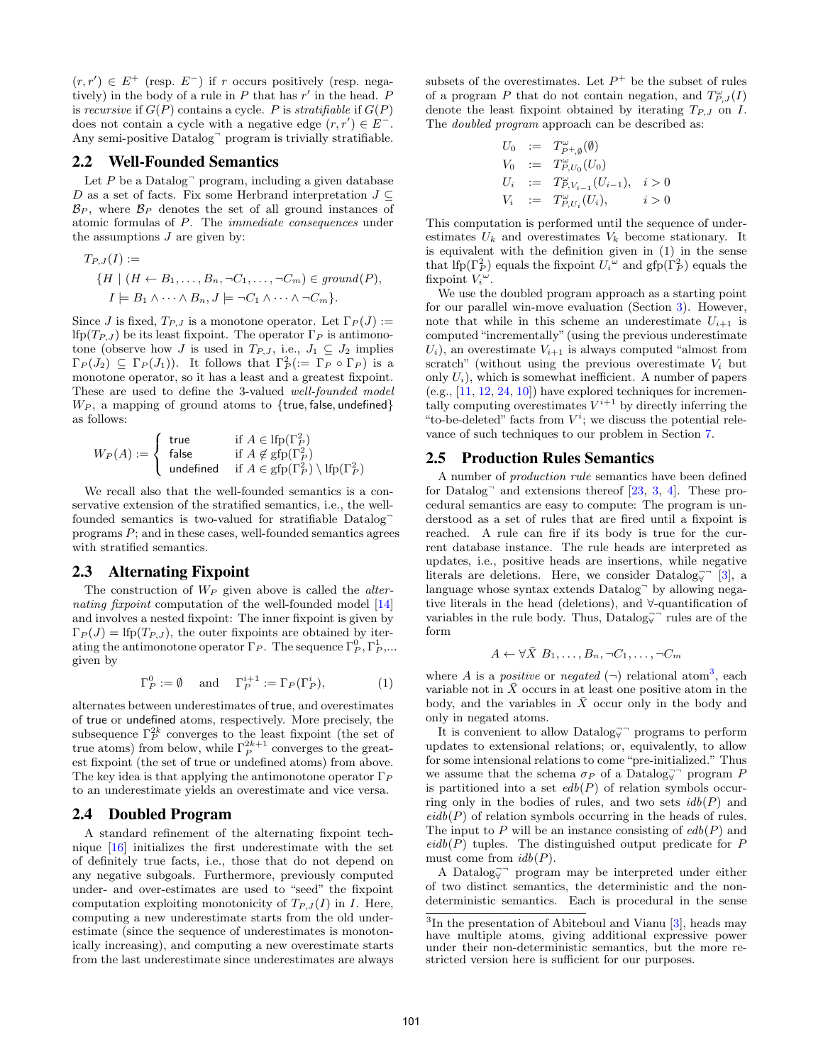$(r, r') \in E^+$ (resp. $E^-$) if $r$ occurs positively (resp. negatively) in the body of a rule in $P$ that has $r'$ in the head. $P$ is *recursive* if $G(P)$ contains a cycle. $P$ is *stratifiable* if $G(P)$ does not contain a cycle with a negative edge $(r, r') \in E^-$. Any semi-positive Datalog$^\neg$ program is trivially stratifiable.

## 2.2 Well-Founded Semantics

Let $P$ be a Datalog$^\neg$ program, including a given database $D$ as a set of facts. Fix some Herbrand interpretation $J \subseteq \mathcal{B}_P$, where $\mathcal{B}_P$ denotes the set of all ground instances of atomic formulas of $P$. The *immediate consequences* under the assumptions $J$ are given by:

$$T_{P,J}(I) := \{H \mid (H \leftarrow B_1, \ldots, B_n, \neg C_1, \ldots, \neg C_m) \in ground(P), I \models B_1 \wedge \cdots \wedge B_n, J \models \neg C_1 \wedge \cdots \wedge \neg C_m\}.$$

Since $J$ is fixed, $T_{P,J}$ is a monotone operator. Let $\Gamma_P(J) := \text{lfp}(T_{P,J})$ be its least fixpoint. The operator $\Gamma_P$ is antimonotone (observe how $J$ is used in $T_{P,J}$, i.e., $J_1 \subseteq J_2$ implies $\Gamma_P(J_2) \subseteq \Gamma_P(J_1)$). It follows that $\Gamma_P^2(:= \Gamma_P \circ \Gamma_P)$ is a monotone operator, so it has a least and a greatest fixpoint. These are used to define the 3-valued *well-founded model* $W_P$, a mapping of ground atoms to {true, false, undefined} as follows:

$$W_P(A) := \begin{cases} \text{true} & \text{if } A \in \text{lfp}(\Gamma_P^2) \\ \text{false} & \text{if } A \notin \text{gfp}(\Gamma_P^2) \\ \text{undefined} & \text{if } A \in \text{gfp}(\Gamma_P^2) \setminus \text{lfp}(\Gamma_P^2) \end{cases}$$

We recall also that the well-founded semantics is a conservative extension of the stratified semantics, i.e., the well-founded semantics is two-valued for stratifiable Datalog$^\neg$ programs $P$; and in these cases, well-founded semantics agrees with stratified semantics.

## 2.3 Alternating Fixpoint

The construction of $W_P$ given above is called the *alternating fixpoint* computation of the well-founded model [14] and involves a nested fixpoint: The inner fixpoint is given by $\Gamma_P(J) = \text{lfp}(T_{P,J})$, the outer fixpoints are obtained by iterating the antimonotone operator $\Gamma_P$. The sequence $\Gamma_P^0, \Gamma_P^1, \ldots$ given by

$$\Gamma_P^0 := \emptyset \quad \text{and} \quad \Gamma_P^{i+1} := \Gamma_P(\Gamma_P^i), \tag{1}$$

alternates between underestimates of true, and overestimates of true or undefined atoms, respectively. More precisely, the subsequence $\Gamma_P^{2k}$ converges to the least fixpoint (the set of true atoms) from below, while $\Gamma_P^{2k+1}$ converges to the greatest fixpoint (the set of true or undefined atoms) from above. The key idea is that applying the antimonotone operator $\Gamma_P$ to an underestimate yields an overestimate and vice versa.

## 2.4 Doubled Program

A standard refinement of the alternating fixpoint technique [16] initializes the first underestimate with the set of definitely true facts, i.e., those that do not depend on any negative subgoals. Furthermore, previously computed under- and over-estimates are used to "seed" the fixpoint computation exploiting monotonicity of $T_{P,J}(I)$ in $I$. Here, computing a new underestimate starts from the old underestimate (since the sequence of underestimates is monotonically increasing), and computing a new overestimate starts from the last underestimate since underestimates are always subsets of the overestimates. Let $P^+$ be the subset of rules of a program $P$ that do not contain negation, and $T^\omega_{P,J}(I)$ denote the least fixpoint obtained by iterating $T_{P,J}$ on $I$. The *doubled program* approach can be described as:

$$\begin{aligned} U_0 &:= T^\omega_{P^+,\emptyset}(\emptyset) \\ V_0 &:= T^\omega_{P,U_0}(U_0) \\ U_i &:= T^\omega_{P,V_{i-1}}(U_{i-1}), \quad i > 0 \\ V_i &:= T^\omega_{P,U_i}(U_i), \qquad i > 0 \end{aligned}$$

This computation is performed until the sequence of underestimates $U_k$ and overestimates $V_k$ become stationary. It is equivalent with the definition given in (1) in the sense that $\text{lfp}(\Gamma_P^2)$ equals the fixpoint $U_i{}^\omega$ and $\text{gfp}(\Gamma_P^2)$ equals the fixpoint $V_i{}^\omega$.

We use the doubled program approach as a starting point for our parallel win-move evaluation (Section 3). However, note that while in this scheme an underestimate $U_{i+1}$ is computed "incrementally" (using the previous underestimate $U_i$), an overestimate $V_{i+1}$ is always computed "almost from scratch" (without using the previous overestimate $V_i$ but only $U_i$), which is somewhat inefficient. A number of papers (e.g., [11, 12, 24, 10]) have explored techniques for incrementally computing overestimates $V^{i+1}$ by directly inferring the "to-be-deleted" facts from $V^i$; we discuss the potential relevance of such techniques to our problem in Section 7.

## 2.5 Production Rules Semantics

A number of *production rule* semantics have been defined for Datalog$^\neg$ and extensions thereof [23, 3, 4]. These procedural semantics are easy to compute: The program is understood as a set of rules that are fired until a fixpoint is reached. A rule can fire if its body is true for the current database instance. The rule heads are interpreted as updates, i.e., positive heads are insertions, while negative literals are deletions. Here, we consider Datalog$_\forall^{\neg\neg}$ [3], a language whose syntax extends Datalog$^\neg$ by allowing negative literals in the head (deletions), and $\forall$-quantification of variables in the rule body. Thus, Datalog$_\forall^{\neg\neg}$ rules are of the form

$$A \leftarrow \forall \bar{X}\ B_1, \ldots, B_n, \neg C_1, \ldots, \neg C_m$$

where $A$ is a *positive* or *negated* ($\neg$) relational atom[3], each variable not in $\bar{X}$ occurs in at least one positive atom in the body, and the variables in $\bar{X}$ occur only in the body and only in negated atoms.

It is convenient to allow Datalog$_\forall^{\neg\neg}$ programs to perform updates to extensional relations; or, equivalently, to allow for some intensional relations to come "pre-initialized." Thus we assume that the schema $\sigma_P$ of a Datalog$_\forall^{\neg\neg}$ program $P$ is partitioned into a set $edb(P)$ of relation symbols occurring only in the bodies of rules, and two sets $idb(P)$ and $eidb(P)$ of relation symbols occurring in the heads of rules. The input to $P$ will be an instance consisting of $edb(P)$ and $eidb(P)$ tuples. The distinguished output predicate for $P$ must come from $idb(P)$.

A Datalog$_\forall^{\neg\neg}$ program may be interpreted under either of two distinct semantics, the deterministic and the nondeterministic semantics. Each is procedural in the sense

[3]In the presentation of Abiteboul and Vianu [3], heads may have multiple atoms, giving additional expressive power under their non-deterministic semantics, but the more restricted version here is sufficient for our purposes.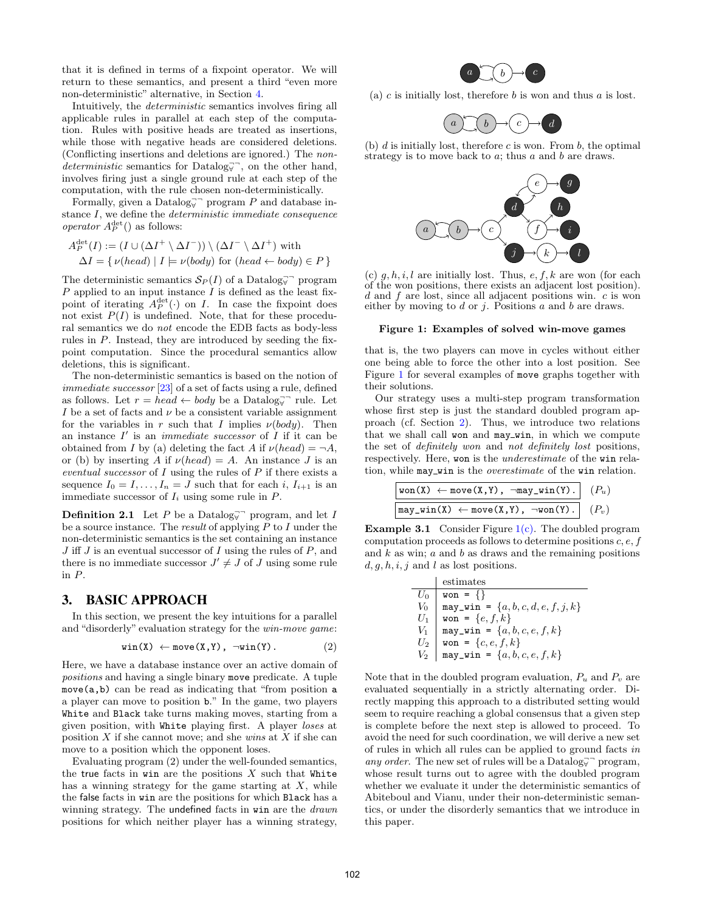that it is defined in terms of a fixpoint operator. We will return to these semantics, and present a third "even more non-deterministic" alternative, in Section 4.

Intuitively, the *deterministic* semantics involves firing all applicable rules in parallel at each step of the computation. Rules with positive heads are treated as insertions, while those with negative heads are considered deletions. (Conflicting insertions and deletions are ignored.) The *non-deterministic* semantics for Datalog$^{\neg\neg}_{\forall}$, on the other hand, involves firing just a single ground rule at each step of the computation, with the rule chosen non-deterministically.

Formally, given a Datalog$^{\neg\neg}_{\forall}$ program $P$ and database instance $I$, we define the *deterministic immediate consequence operator* $A_P^{\text{det}}()$ as follows:

$$A_P^{\text{det}}(I) := (I \cup (\Delta I^+ \setminus \Delta I^-)) \setminus (\Delta I^- \setminus \Delta I^+) \text{ with}$$
$$\Delta I = \{\, \nu(head) \mid I \models \nu(body) \text{ for } (head \leftarrow body) \in P \,\}$$

The deterministic semantics $\mathcal{S}_P(I)$ of a Datalog$^{\neg\neg}_{\forall}$ program $P$ applied to an input instance $I$ is defined as the least fixpoint of iterating $A_P^{\text{det}}(\cdot)$ on $I$. In case the fixpoint does not exist $P(I)$ is undefined. Note, that for these procedural semantics we do *not* encode the EDB facts as body-less rules in $P$. Instead, they are introduced by seeding the fixpoint computation. Since the procedural semantics allow deletions, this is significant.

The non-deterministic semantics is based on the notion of *immediate successor* [23] of a set of facts using a rule, defined as follows. Let $r = head \leftarrow body$ be a Datalog$^{\neg\neg}_{\forall}$ rule. Let $I$ be a set of facts and $\nu$ be a consistent variable assignment for the variables in $r$ such that $I$ implies $\nu(body)$. Then an instance $I'$ is an *immediate successor* of $I$ if it can be obtained from $I$ by (a) deleting the fact $A$ if $\nu(head) = \neg A$, or (b) by inserting $A$ if $\nu(head) = A$. An instance $J$ is an *eventual successor* of $I$ using the rules of $P$ if there exists a sequence $I_0 = I, \ldots, I_n = J$ such that for each $i$, $I_{i+1}$ is an immediate successor of $I_i$ using some rule in $P$.

**Definition 2.1** Let $P$ be a Datalog$^{\neg\neg}_{\forall}$ program, and let $I$ be a source instance. The *result* of applying $P$ to $I$ under the non-deterministic semantics is the set containing an instance $J$ iff $J$ is an eventual successor of $I$ using the rules of $P$, and there is no immediate successor $J' \neq J$ of $J$ using some rule in $P$.

## 3. BASIC APPROACH

In this section, we present the key intuitions for a parallel and "disorderly" evaluation strategy for the *win-move game*:

$$\texttt{win(X)} \leftarrow \texttt{move(X,Y)},\ \neg\texttt{win(Y)}. \qquad (2)$$

Here, we have a database instance over an active domain of *positions* and having a single binary `move` predicate. A tuple `move(a,b)` can be read as indicating that "from position `a` a player can move to position `b`." In the game, two players `White` and `Black` take turns making moves, starting from a given position, with `White` playing first. A player *loses* at position $X$ if she cannot move; and she *wins* at $X$ if she can move to a position which the opponent loses.

Evaluating program (2) under the well-founded semantics, the true facts in `win` are the positions $X$ such that `White` has a winning strategy for the game starting at $X$, while the false facts in `win` are the positions for which `Black` has a winning strategy. The undefined facts in `win` are the *drawn* positions for which neither player has a winning strategy, that is, the two players can move in cycles without either one being able to force the other into a lost position. See Figure 1 for several examples of `move` graphs together with their solutions.

(a) $c$ is initially lost, therefore $b$ is won and thus $a$ is lost.

(b) $d$ is initially lost, therefore $c$ is won. From $b$, the optimal strategy is to move back to $a$; thus $a$ and $b$ are draws.

(c) $g, h, i, l$ are initially lost. Thus, $e, f, k$ are won (for each of the won positions, there exists an adjacent lost position). $d$ and $f$ are lost, since all adjacent positions win. $c$ is won either by moving to $d$ or $j$. Positions $a$ and $b$ are draws.

**Figure 1: Examples of solved win-move games**

Our strategy uses a multi-step program transformation whose first step is just the standard doubled program approach (cf. Section 2). Thus, we introduce two relations that we shall call `won` and `may_win`, in which we compute the set of *definitely won* and *not definitely lost* positions, respectively. Here, `won` is the *underestimate* of the `win` relation, while `may_win` is the *overestimate* of the `win` relation.

$$\texttt{won(X)} \leftarrow \texttt{move(X,Y)},\ \neg\texttt{may\_win(Y)}. \qquad (P_u)$$

$$\texttt{may\_win(X)} \leftarrow \texttt{move(X,Y)},\ \neg\texttt{won(Y)}. \qquad (P_v)$$

**Example 3.1** Consider Figure 1(c). The doubled program computation proceeds as follows to determine positions $c, e, f$ and $k$ as win; $a$ and $b$ as draws and the remaining positions $d, g, h, i, j$ and $l$ as lost positions.

| | estimates |
|---|---|
| $U_0$ | `won` = $\{\}$ |
| $V_0$ | `may_win` = $\{a, b, c, d, e, f, j, k\}$ |
| $U_1$ | `won` = $\{e, f, k\}$ |
| $V_1$ | `may_win` = $\{a, b, c, e, f, k\}$ |
| $U_2$ | `won` = $\{c, e, f, k\}$ |
| $V_2$ | `may_win` = $\{a, b, c, e, f, k\}$ |

Note that in the doubled program evaluation, $P_u$ and $P_v$ are evaluated sequentially in a strictly alternating order. Directly mapping this approach to a distributed setting would seem to require reaching a global consensus that a given step is complete before the next step is allowed to proceed. To avoid the need for such coordination, we will derive a new set of rules in which all rules can be applied to ground facts *in any order*. The new set of rules will be a Datalog$^{\neg\neg}_{\forall}$ program, whose result turns out to agree with the doubled program whether we evaluate it under the deterministic semantics of Abiteboul and Vianu, under their non-deterministic semantics, or under the disorderly semantics that we introduce in this paper.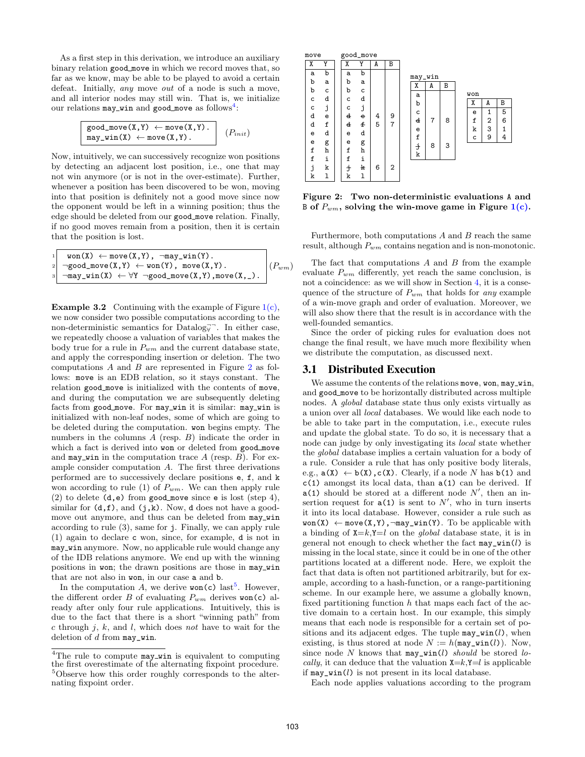As a first step in this derivation, we introduce an auxiliary binary relation good_move in which we record moves that, so far as we know, may be able to be played to avoid a certain defeat. Initially, *any* move *out* of a node is such a move, and all interior nodes may still win. That is, we initialize our relations may_win and good_move as follows[4]:

```
good_move(X,Y) ← move(X,Y).
may_win(X) ← move(X,Y).
```
$(P_{init})$

Now, intuitively, we can successively recognize won positions by detecting an adjacent lost position, i.e., one that may not win anymore (or is not in the over-estimate). Further, whenever a position has been discovered to be won, moving into that position is definitely not a good move since now the opponent would be left in a winning position; thus the edge should be deleted from our good_move relation. Finally, if no good moves remain from a position, then it is certain that the position is lost.

```
1  won(X) ← move(X,Y), ¬may_win(Y).
2 ¬good_move(X,Y) ← won(Y), move(X,Y).
3 ¬may_win(X) ← ∀Y ¬good_move(X,Y),move(X,_).
```
$(P_{wm})$

**Example 3.2** Continuing with the example of Figure 1(c), we now consider two possible computations according to the non-deterministic semantics for Datalog$_{\forall}^{\neg\neg}$. In either case, we repeatedly choose a valuation of variables that makes the body true for a rule in $P_{wm}$ and the current database state, and apply the corresponding insertion or deletion. The two computations $A$ and $B$ are represented in Figure 2 as follows: move is an EDB relation, so it stays constant. The relation good_move is initialized with the contents of move, and during the computation we are subsequently deleting facts from good_move. For may_win it is similar: may_win is initialized with non-leaf nodes, some of which are going to be deleted during the computation. won begins empty. The numbers in the columns $A$ (resp. $B$) indicate the order in which a fact is derived into won or deleted from good_move and may_win in the computation trace $A$ (resp. $B$). For example consider computation $A$. The first three derivations performed are to successively declare positions e, f, and k won according to rule (1) of $P_{wm}$. We can then apply rule (2) to delete (d,e) from good_move since e is lost (step 4), similar for (d,f), and (j,k). Now, d does not have a good-move out anymore, and thus can be deleted from may_win according to rule (3), same for j. Finally, we can apply rule (1) again to declare c won, since, for example, d is not in may_win anymore. Now, no applicable rule would change any of the IDB relations anymore. We end up with the winning positions in won; the drawn positions are those in may_win that are not also in won, in our case a and b.

In the computation $A$, we derive won(c) last[5]. However, the different order $B$ of evaluating $P_{wm}$ derives won(c) already after only four rule applications. Intuitively, this is due to the fact that there is a short "winning path" from $c$ through $j$, $k$, and $l$, which does *not* have to wait for the deletion of $d$ from may_win.

move

| X | Y |
|---|---|
| a | b |
| b | a |
| b | c |
| c | d |
| c | j |
| d | e |
| d | f |
| e | d |
| e | g |
| f | h |
| f | i |
| j | k |
| k | l |

good_move

| X | Y | A | B |
|---|---|---|---|
| a | b | | |
| b | a | | |
| b | c | | |
| c | d | | |
| c | j | | |
| ~~d~~ | ~~e~~ | 4 | 9 |
| ~~d~~ | ~~f~~ | 5 | 7 |
| e | d | | |
| e | g | | |
| f | h | | |
| f | i | | |
| ~~j~~ | ~~k~~ | 6 | 2 |
| k | l | | |

may_win

| X | A | B |
|---|---|---|
| a | | |
| b | | |
| c | | |
| ~~d~~ | 7 | 8 |
| e | | |
| f | | |
| ~~j~~ | 8 | 3 |
| k | | |

won

| X | A | B |
|---|---|---|
| e | 1 | 5 |
| f | 2 | 6 |
| k | 3 | 1 |
| c | 9 | 4 |

**Figure 2: Two non-deterministic evaluations A and B of $P_{wm}$, solving the win-move game in Figure 1(c).**

Furthermore, both computations $A$ and $B$ reach the same result, although $P_{wm}$ contains negation and is non-monotonic.

The fact that computations $A$ and $B$ from the example evaluate $P_{wm}$ differently, yet reach the same conclusion, is not a coincidence: as we will show in Section 4, it is a consequence of the structure of $P_{wm}$ that holds for *any* example of a win-move graph and order of evaluation. Moreover, we will also show there that the result is in accordance with the well-founded semantics.

Since the order of picking rules for evaluation does not change the final result, we have much more flexibility when we distribute the computation, as discussed next.

## 3.1 Distributed Execution

We assume the contents of the relations move, won, may_win, and good_move to be horizontally distributed across multiple nodes. A *global* database state thus only exists virtually as a union over all *local* databases. We would like each node to be able to take part in the computation, i.e., execute rules and update the global state. To do so, it is necessary that a node can judge by only investigating its *local* state whether the *global* database implies a certain valuation for a body of a rule. Consider a rule that has only positive body literals, e.g., a(X) ← b(X),c(X). Clearly, if a node $N$ has b(1) and c(1) amongst its local data, than a(1) can be derived. If a(1) should be stored at a different node $N'$, then an insertion request for a(1) is sent to $N'$, who in turn inserts it into its local database. However, consider a rule such as won(X) ← move(X,Y),¬may_win(Y). To be applicable with a binding of X=$k$,Y=$l$ on the *global* database state, it is in general not enough to check whether the fact may_win($l$) is missing in the local state, since it could be in one of the other partitions located at a different node. Here, we exploit the fact that data is often not partitioned arbitrarily, but for example, according to a hash-function, or a range-partitioning scheme. In our example here, we assume a globally known, fixed partitioning function $h$ that maps each fact of the active domain to a certain host. In our example, this simply means that each node is responsible for a certain set of positions and its adjacent edges. The tuple may_win($l$), when existing, is thus stored at node $N := h($may_win$(l))$. Now, since node $N$ knows that may_win($l$) *should* be stored *locally*, it can deduce that the valuation X=$k$,Y=$l$ is applicable if may_win($l$) is not present in its local database.

Each node applies valuations according to the program

[4]The rule to compute may_win is equivalent to computing the first overestimate of the alternating fixpoint procedure.
[5]Observe how this order roughly corresponds to the alternating fixpoint order.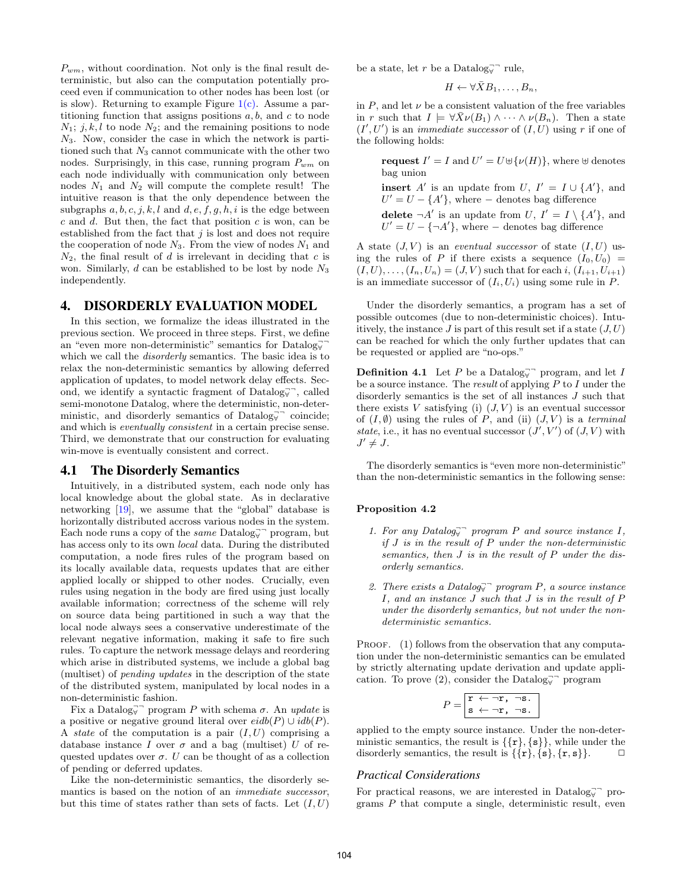$P_{wm}$, without coordination. Not only is the final result deterministic, but also can the computation potentially proceed even if communication to other nodes has been lost (or is slow). Returning to example Figure 1(c). Assume a partitioning function that assigns positions $a, b$, and $c$ to node $N_1$; $j, k, l$ to node $N_2$; and the remaining positions to node $N_3$. Now, consider the case in which the network is partitioned such that $N_3$ cannot communicate with the other two nodes. Surprisingly, in this case, running program $P_{wm}$ on each node individually with communication only between nodes $N_1$ and $N_2$ will compute the complete result! The intuitive reason is that the only dependence between the subgraphs $a, b, c, j, k, l$ and $d, e, f, g, h, i$ is the edge between $c$ and $d$. But then, the fact that position $c$ is won, can be established from the fact that $j$ is lost and does not require the cooperation of node $N_3$. From the view of nodes $N_1$ and $N_2$, the final result of $d$ is irrelevant in deciding that $c$ is won. Similarly, $d$ can be established to be lost by node $N_3$ independently.

## 4. DISORDERLY EVALUATION MODEL

In this section, we formalize the ideas illustrated in the previous section. We proceed in three steps. First, we define an "even more non-deterministic" semantics for Datalog$^{\neg\neg}_{\forall}$ which we call the *disorderly* semantics. The basic idea is to relax the non-deterministic semantics by allowing deferred application of updates, to model network delay effects. Second, we identify a syntactic fragment of Datalog$^{\neg\neg}_{\forall}$, called semi-monotone Datalog, where the deterministic, non-deterministic, and disorderly semantics of Datalog$^{\neg\neg}_{\forall}$ coincide; and which is *eventually consistent* in a certain precise sense. Third, we demonstrate that our construction for evaluating win-move is eventually consistent and correct.

### 4.1 The Disorderly Semantics

Intuitively, in a distributed system, each node only has local knowledge about the global state. As in declarative networking [19], we assume that the "global" database is horizontally distributed accross various nodes in the system. Each node runs a copy of the *same* Datalog$^{\neg\neg}_{\forall}$ program, but has access only to its own *local* data. During the distributed computation, a node fires rules of the program based on its locally available data, requests updates that are either applied locally or shipped to other nodes. Crucially, even rules using negation in the body are fired using just locally available information; correctness of the scheme will rely on source data being partitioned in such a way that the local node always sees a conservative underestimate of the relevant negative information, making it safe to fire such rules. To capture the network message delays and reordering which arise in distributed systems, we include a global bag (multiset) of *pending updates* in the description of the state of the distributed system, manipulated by local nodes in a non-deterministic fashion.

Fix a Datalog$^{\neg\neg}_{\forall}$ program $P$ with schema $\sigma$. An *update* is a positive or negative ground literal over $eidb(P) \cup idb(P)$. A *state* of the computation is a pair $(I, U)$ comprising a database instance $I$ over $\sigma$ and a bag (multiset) $U$ of requested updates over $\sigma$. $U$ can be thought of as a collection of pending or deferred updates.

Like the non-deterministic semantics, the disorderly semantics is based on the notion of an *immediate successor*, but this time of states rather than sets of facts. Let $(I, U)$ be a state, let $r$ be a Datalog$^{\neg\neg}_{\forall}$ rule,

$$H \leftarrow \forall \bar{X} B_1, \ldots, B_n,$$

in $P$, and let $\nu$ be a consistent valuation of the free variables in $r$ such that $I \models \forall \bar{X} \nu(B_1) \wedge \cdots \wedge \nu(B_n)$. Then a state $(I', U')$ is an *immediate successor* of $(I, U)$ using $r$ if one of the following holds:

> **request** $I' = I$ and $U' = U \uplus \{\nu(H)\}$, where $\uplus$ denotes bag union
>
> **insert** $A'$ is an update from $U$, $I' = I \cup \{A'\}$, and $U' = U - \{A'\}$, where $-$ denotes bag difference
>
> **delete** $\neg A'$ is an update from $U$, $I' = I \setminus \{A'\}$, and $U' = U - \{\neg A'\}$, where $-$ denotes bag difference

A state $(J, V)$ is an *eventual successor* of state $(I, U)$ using the rules of $P$ if there exists a sequence $(I_0, U_0) = (I, U), \ldots, (I_n, U_n) = (J, V)$ such that for each $i$, $(I_{i+1}, U_{i+1})$ is an immediate successor of $(I_i, U_i)$ using some rule in $P$.

Under the disorderly semantics, a program has a set of possible outcomes (due to non-deterministic choices). Intuitively, the instance $J$ is part of this result set if a state $(J, U)$ can be reached for which the only further updates that can be requested or applied are "no-ops."

**Definition 4.1** Let $P$ be a Datalog$^{\neg\neg}_{\forall}$ program, and let $I$ be a source instance. The *result* of applying $P$ to $I$ under the disorderly semantics is the set of all instances $J$ such that there exists $V$ satisfying (i) $(J, V)$ is an eventual successor of $(I, \emptyset)$ using the rules of $P$, and (ii) $(J, V)$ is a *terminal state*, i.e., it has no eventual successor $(J', V')$ of $(J, V)$ with $J' \neq J$.

The disorderly semantics is "even more non-deterministic" than the non-deterministic semantics in the following sense:

**Proposition 4.2**

1. *For any Datalog$^{\neg\neg}_{\forall}$ program $P$ and source instance $I$, if $J$ is in the result of $P$ under the non-deterministic semantics, then $J$ is in the result of $P$ under the disorderly semantics.*

2. *There exists a Datalog$^{\neg\neg}_{\forall}$ program $P$, a source instance $I$, and an instance $J$ such that $J$ is in the result of $P$ under the disorderly semantics, but not under the non-deterministic semantics.*

PROOF. (1) follows from the observation that any computation under the non-deterministic semantics can be emulated by strictly alternating update derivation and update application. To prove (2), consider the Datalog$^{\neg\neg}_{\forall}$ program

$$P = \boxed{\begin{array}{l} \texttt{r} \leftarrow \neg\texttt{r},\ \neg\texttt{s}. \\ \texttt{s} \leftarrow \neg\texttt{r},\ \neg\texttt{s}. \end{array}}$$

applied to the empty source instance. Under the non-deterministic semantics, the result is $\{\{\texttt{r}\}, \{\texttt{s}\}\}$, while under the disorderly semantics, the result is $\{\{\texttt{r}\}, \{\texttt{s}\}, \{\texttt{r}, \texttt{s}\}\}$. $\square$

### *Practical Considerations*

For practical reasons, we are interested in Datalog$^{\neg\neg}_{\forall}$ programs $P$ that compute a single, deterministic result, even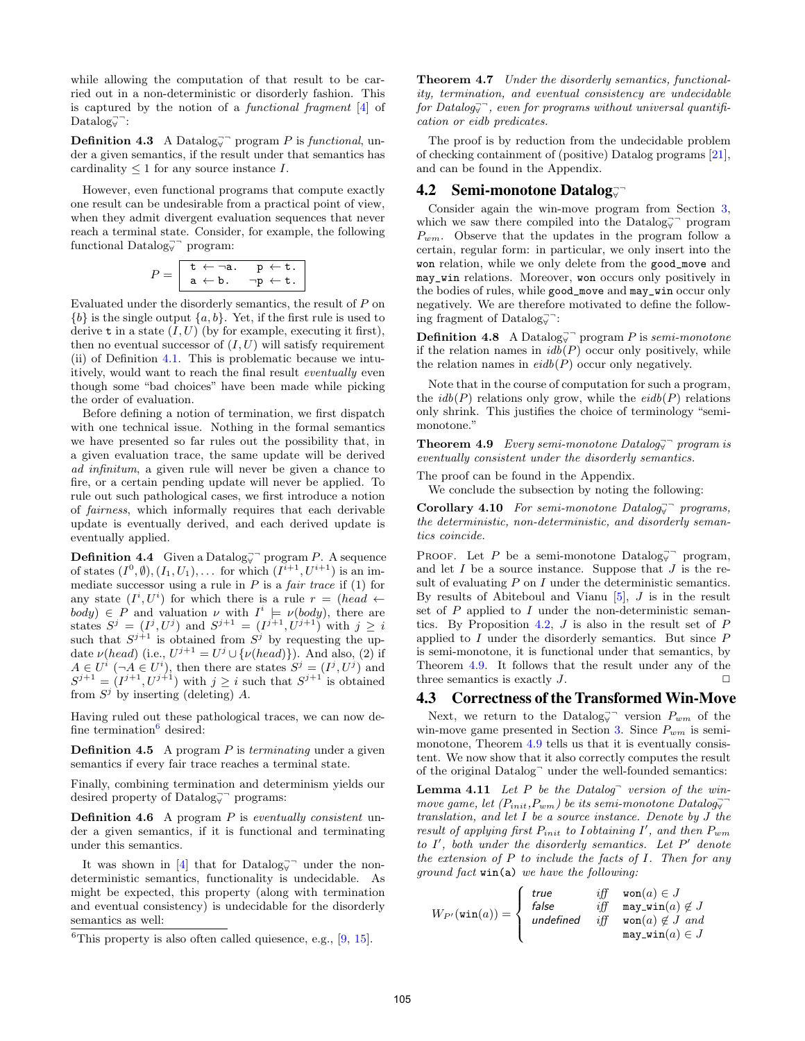while allowing the computation of that result to be carried out in a non-deterministic or disorderly fashion. This is captured by the notion of a *functional fragment* [4] of Datalog$_\forall^{\neg\neg}$:

**Definition 4.3** A Datalog$_\forall^{\neg\neg}$ program $P$ is *functional*, under a given semantics, if the result under that semantics has cardinality $\leq 1$ for any source instance $I$.

However, even functional programs that compute exactly one result can be undesirable from a practical point of view, when they admit divergent evaluation sequences that never reach a terminal state. Consider, for example, the following functional Datalog$_\forall^{\neg\neg}$ program:

$$P = \begin{array}{|ll|} \hline \texttt{t} \leftarrow \neg\texttt{a}. & \texttt{p} \leftarrow \texttt{t}. \\ \texttt{a} \leftarrow \texttt{b}. & \neg\texttt{p} \leftarrow \texttt{t}. \\ \hline \end{array}$$

Evaluated under the disorderly semantics, the result of $P$ on $\{b\}$ is the single output $\{a, b\}$. Yet, if the first rule is used to derive `t` in a state $(I, U)$ (by for example, executing it first), then no eventual successor of $(I, U)$ will satisfy requirement (ii) of Definition 4.1. This is problematic because we intuitively, would want to reach the final result *eventually* even though some "bad choices" have been made while picking the order of evaluation.

Before defining a notion of termination, we first dispatch with one technical issue. Nothing in the formal semantics we have presented so far rules out the possibility that, in a given evaluation trace, the same update will be derived *ad infinitum*, a given rule will never be given a chance to fire, or a certain pending update will never be applied. To rule out such pathological cases, we first introduce a notion of *fairness*, which informally requires that each derivable update is eventually derived, and each derived update is eventually applied.

**Definition 4.4** Given a Datalog$_\forall^{\neg\neg}$ program $P$. A sequence of states $(I^0, \emptyset), (I_1, U_1), \ldots$ for which $(I^{i+1}, U^{i+1})$ is an immediate successor using a rule in $P$ is a *fair trace* if (1) for any state $(I^i, U^i)$ for which there is a rule $r = (head \leftarrow body) \in P$ and valuation $\nu$ with $I^i \models \nu(body)$, there are states $S^j = (I^j, U^j)$ and $S^{j+1} = (I^{j+1}, U^{j+1})$ with $j \geq i$ such that $S^{j+1}$ is obtained from $S^j$ by requesting the update $\nu(head)$ (i.e., $U^{j+1} = U^j \cup \{\nu(head)\}$). And also, (2) if $A \in U^i$ ($\neg A \in U^i$), then there are states $S^j = (I^j, U^j)$ and $S^{j+1} = (I^{j+1}, U^{j+1})$ with $j \geq i$ such that $S^{j+1}$ is obtained from $S^j$ by inserting (deleting) $A$.

Having ruled out these pathological traces, we can now define termination[6] desired:

**Definition 4.5** A program $P$ is *terminating* under a given semantics if every fair trace reaches a terminal state.

Finally, combining termination and determinism yields our desired property of Datalog$_\forall^{\neg\neg}$ programs:

**Definition 4.6** A program $P$ is *eventually consistent* under a given semantics, if it is functional and terminating under this semantics.

It was shown in [4] that for Datalog$_\forall^{\neg\neg}$ under the non-deterministic semantics, functionality is undecidable. As might be expected, this property (along with termination and eventual consistency) is undecidable for the disorderly semantics as well:

[6] This property is also often called quiesence, e.g., [9, 15].

**Theorem 4.7** *Under the disorderly semantics, functionality, termination, and eventual consistency are undecidable for Datalog$_\forall^{\neg\neg}$, even for programs without universal quantification or eidb predicates.*

The proof is by reduction from the undecidable problem of checking containment of (positive) Datalog programs [21], and can be found in the Appendix.

## 4.2 Semi-monotone Datalog$_\forall^{\neg\neg}$

Consider again the win-move program from Section 3, which we saw there compiled into the Datalog$_\forall^{\neg\neg}$ program $P_{wm}$. Observe that the updates in the program follow a certain, regular form: in particular, we only insert into the `won` relation, while we only delete from the `good_move` and `may_win` relations. Moreover, `won` occurs only positively in the bodies of rules, while `good_move` and `may_win` occur only negatively. We are therefore motivated to define the following fragment of Datalog$_\forall^{\neg\neg}$:

**Definition 4.8** A Datalog$_\forall^{\neg\neg}$ program $P$ is *semi-monotone* if the relation names in $idb(P)$ occur only positively, while the relation names in $eidb(P)$ occur only negatively.

Note that in the course of computation for such a program, the $idb(P)$ relations only grow, while the $eidb(P)$ relations only shrink. This justifies the choice of terminology "semi-monotone."

**Theorem 4.9** *Every semi-monotone Datalog$_\forall^{\neg\neg}$ program is eventually consistent under the disorderly semantics.*

The proof can be found in the Appendix.

We conclude the subsection by noting the following:

**Corollary 4.10** *For semi-monotone Datalog$_\forall^{\neg\neg}$ programs, the deterministic, non-deterministic, and disorderly semantics coincide.*

Proof. Let $P$ be a semi-monotone Datalog$_\forall^{\neg\neg}$ program, and let $I$ be a source instance. Suppose that $J$ is the result of evaluating $P$ on $I$ under the deterministic semantics. By results of Abiteboul and Vianu [5], $J$ is in the result set of $P$ applied to $I$ under the non-deterministic semantics. By Proposition 4.2, $J$ is also in the result set of $P$ applied to $I$ under the disorderly semantics. But since $P$ is semi-monotone, it is functional under that semantics, by Theorem 4.9. It follows that the result under any of the three semantics is exactly $J$. □

## 4.3 Correctness of the Transformed Win-Move

Next, we return to the Datalog$_\forall^{\neg\neg}$ version $P_{wm}$ of the win-move game presented in Section 3. Since $P_{wm}$ is semi-monotone, Theorem 4.9 tells us that it is eventually consistent. We now show that it also correctly computes the result of the original Datalog$^\neg$ under the well-founded semantics:

**Lemma 4.11** *Let $P$ be the Datalog$^\neg$ version of the win-move game, let $(P_{init}, P_{wm})$ be its semi-monotone Datalog$_\forall^{\neg\neg}$ translation, and let $I$ be a source instance. Denote by $J$ the result of applying first $P_{init}$ to $I$ obtaining $I'$, and then $P_{wm}$ to $I'$, both under the disorderly semantics. Let $P'$ denote the extension of $P$ to include the facts of $I$. Then for any ground fact `win(a)` we have the following:*

$$W_{P'}(\texttt{win}(a)) = \begin{cases} \textit{true} & \textit{iff} \quad \texttt{won}(a) \in J \\ \textit{false} & \textit{iff} \quad \texttt{may\_win}(a) \notin J \\ \textit{undefined} & \textit{iff} \quad \texttt{won}(a) \notin J \textit{ and} \\ & \qquad \texttt{may\_win}(a) \in J \end{cases}$$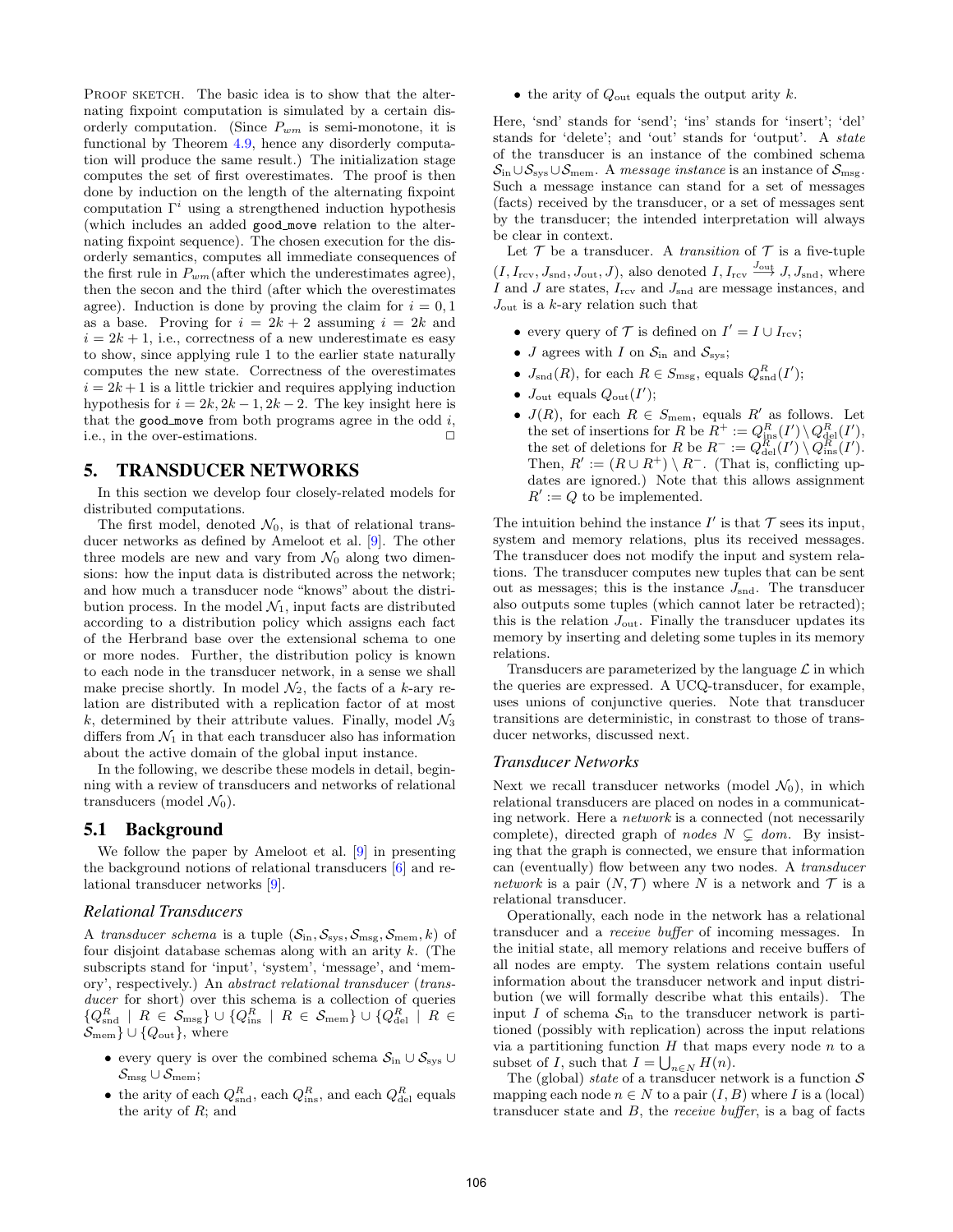PROOF SKETCH. The basic idea is to show that the alternating fixpoint computation is simulated by a certain disorderly computation. (Since $P_{wm}$ is semi-monotone, it is functional by Theorem 4.9, hence any disorderly computation will produce the same result.) The initialization stage computes the set of first overestimates. The proof is then done by induction on the length of the alternating fixpoint computation $\Gamma^i$ using a strengthened induction hypothesis (which includes an added `good_move` relation to the alternating fixpoint sequence). The chosen execution for the disorderly semantics, computes all immediate consequences of the first rule in $P_{wm}$(after which the underestimates agree), then the secon and the third (after which the overestimates agree). Induction is done by proving the claim for $i = 0, 1$ as a base. Proving for $i = 2k + 2$ assuming $i = 2k$ and $i = 2k + 1$, i.e., correctness of a new underestimate es easy to show, since applying rule 1 to the earlier state naturally computes the new state. Correctness of the overestimates $i = 2k+1$ is a little trickier and requires applying induction hypothesis for $i = 2k, 2k-1, 2k-2$. The key insight here is that the `good_move` from both programs agree in the odd $i$, i.e., in the over-estimations. □

## 5. TRANSDUCER NETWORKS

In this section we develop four closely-related models for distributed computations.

The first model, denoted $\mathcal{N}_0$, is that of relational transducer networks as defined by Ameloot et al. [9]. The other three models are new and vary from $\mathcal{N}_0$ along two dimensions: how the input data is distributed across the network; and how much a transducer node "knows" about the distribution process. In the model $\mathcal{N}_1$, input facts are distributed according to a distribution policy which assigns each fact of the Herbrand base over the extensional schema to one or more nodes. Further, the distribution policy is known to each node in the transducer network, in a sense we shall make precise shortly. In model $\mathcal{N}_2$, the facts of a $k$-ary relation are distributed with a replication factor of at most $k$, determined by their attribute values. Finally, model $\mathcal{N}_3$ differs from $\mathcal{N}_1$ in that each transducer also has information about the active domain of the global input instance.

In the following, we describe these models in detail, beginning with a review of transducers and networks of relational transducers (model $\mathcal{N}_0$).

### 5.1 Background

We follow the paper by Ameloot et al. [9] in presenting the background notions of relational transducers [6] and relational transducer networks [9].

#### *Relational Transducers*

A *transducer schema* is a tuple $(\mathcal{S}_{\text{in}}, \mathcal{S}_{\text{sys}}, \mathcal{S}_{\text{msg}}, \mathcal{S}_{\text{mem}}, k)$ of four disjoint database schemas along with an arity $k$. (The subscripts stand for 'input', 'system', 'message', and 'memory', respectively.) An *abstract relational transducer* (*transducer* for short) over this schema is a collection of queries $\{Q^R_{\text{snd}} \mid R \in \mathcal{S}_{\text{msg}}\} \cup \{Q^R_{\text{ins}} \mid R \in \mathcal{S}_{\text{mem}}\} \cup \{Q^R_{\text{del}} \mid R \in \mathcal{S}_{\text{mem}}\} \cup \{Q_{\text{out}}\}$, where

- every query is over the combined schema $\mathcal{S}_{\text{in}} \cup \mathcal{S}_{\text{sys}} \cup \mathcal{S}_{\text{msg}} \cup \mathcal{S}_{\text{mem}}$;
- the arity of each $Q^R_{\text{snd}}$, each $Q^R_{\text{ins}}$, and each $Q^R_{\text{del}}$ equals the arity of $R$; and
- the arity of $Q_{\text{out}}$ equals the output arity $k$.

Here, 'snd' stands for 'send'; 'ins' stands for 'insert'; 'del' stands for 'delete'; and 'out' stands for 'output'. A *state* of the transducer is an instance of the combined schema $\mathcal{S}_{\text{in}} \cup \mathcal{S}_{\text{sys}} \cup \mathcal{S}_{\text{mem}}$. A *message instance* is an instance of $\mathcal{S}_{\text{msg}}$. Such a message instance can stand for a set of messages (facts) received by the transducer, or a set of messages sent by the transducer; the intended interpretation will always be clear in context.

Let $\mathcal{T}$ be a transducer. A *transition* of $\mathcal{T}$ is a five-tuple $(I, I_{\text{rcv}}, J_{\text{snd}}, J_{\text{out}}, J)$, also denoted $I, I_{\text{rcv}} \xrightarrow{J_{\text{out}}} J, J_{\text{snd}}$, where $I$ and $J$ are states, $I_{\text{rcv}}$ and $J_{\text{snd}}$ are message instances, and $J_{\text{out}}$ is a $k$-ary relation such that

- every query of $\mathcal{T}$ is defined on $I' = I \cup I_{\text{rcv}}$;
- $J$ agrees with $I$ on $\mathcal{S}_{\text{in}}$ and $\mathcal{S}_{\text{sys}}$;
- $J_{\text{snd}}(R)$, for each $R \in \mathcal{S}_{\text{msg}}$, equals $Q^R_{\text{snd}}(I')$;
- $J_{\text{out}}$ equals $Q_{\text{out}}(I')$;
- $J(R)$, for each $R \in \mathcal{S}_{\text{mem}}$, equals $R'$ as follows. Let the set of insertions for $R$ be $R^+ := Q^R_{\text{ins}}(I') \setminus Q^R_{\text{del}}(I')$, the set of deletions for $R$ be $R^- := Q^R_{\text{del}}(I') \setminus Q^R_{\text{ins}}(I')$. Then, $R' := (R \cup R^+) \setminus R^-$. (That is, conflicting updates are ignored.) Note that this allows assignment $R' := Q$ to be implemented.

The intuition behind the instance $I'$ is that $\mathcal{T}$ sees its input, system and memory relations, plus its received messages. The transducer does not modify the input and system relations. The transducer computes new tuples that can be sent out as messages; this is the instance $J_{\text{snd}}$. The transducer also outputs some tuples (which cannot later be retracted); this is the relation $J_{\text{out}}$. Finally the transducer updates its memory by inserting and deleting some tuples in its memory relations.

Transducers are parameterized by the language $\mathcal{L}$ in which the queries are expressed. A UCQ-transducer, for example, uses unions of conjunctive queries. Note that transducer transitions are deterministic, in constrast to those of transducer networks, discussed next.

#### *Transducer Networks*

Next we recall transducer networks (model $\mathcal{N}_0$), in which relational transducers are placed on nodes in a communicating network. Here a *network* is a connected (not necessarily complete), directed graph of *nodes* $N \subsetneq dom$. By insisting that the graph is connected, we ensure that information can (eventually) flow between any two nodes. A *transducer network* is a pair $(N, \mathcal{T})$ where $N$ is a network and $\mathcal{T}$ is a relational transducer.

Operationally, each node in the network has a relational transducer and a *receive buffer* of incoming messages. In the initial state, all memory relations and receive buffers of all nodes are empty. The system relations contain useful information about the transducer network and input distribution (we will formally describe what this entails). The input $I$ of schema $\mathcal{S}_{\text{in}}$ to the transducer network is partitioned (possibly with replication) across the input relations via a partitioning function $H$ that maps every node $n$ to a subset of $I$, such that $I = \bigcup_{n \in N} H(n)$.

The (global) *state* of a transducer network is a function $\mathcal{S}$ mapping each node $n \in N$ to a pair $(I, B)$ where $I$ is a (local) transducer state and $B$, the *receive buffer*, is a bag of facts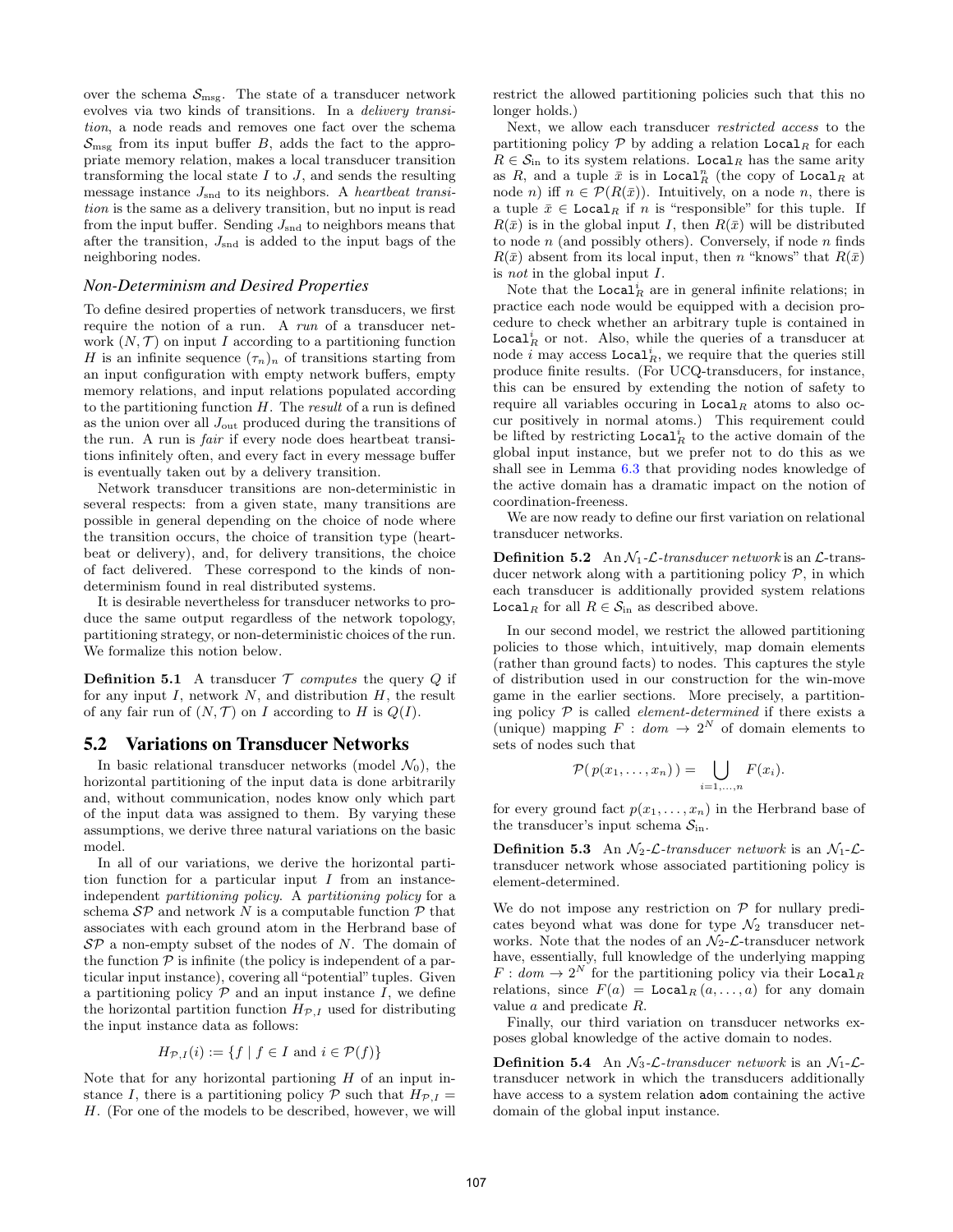over the schema $\mathcal{S}_{\text{msg}}$. The state of a transducer network evolves via two kinds of transitions. In a *delivery transition*, a node reads and removes one fact over the schema $\mathcal{S}_{\text{msg}}$ from its input buffer $B$, adds the fact to the appropriate memory relation, makes a local transducer transition transforming the local state $I$ to $J$, and sends the resulting message instance $J_{\text{snd}}$ to its neighbors. A *heartbeat transition* is the same as a delivery transition, but no input is read from the input buffer. Sending $J_{\text{snd}}$ to neighbors means that after the transition, $J_{\text{snd}}$ is added to the input bags of the neighboring nodes.

### Non-Determinism and Desired Properties

To define desired properties of network transducers, we first require the notion of a run. A *run* of a transducer network $(N, \mathcal{T})$ on input $I$ according to a partitioning function $H$ is an infinite sequence $(\tau_n)_n$ of transitions starting from an input configuration with empty network buffers, empty memory relations, and input relations populated according to the partitioning function $H$. The *result* of a run is defined as the union over all $J_{\text{out}}$ produced during the transitions of the run. A run is *fair* if every node does heartbeat transitions infinitely often, and every fact in every message buffer is eventually taken out by a delivery transition.

Network transducer transitions are non-deterministic in several respects: from a given state, many transitions are possible in general depending on the choice of node where the transition occurs, the choice of transition type (heartbeat or delivery), and, for delivery transitions, the choice of fact delivered. These correspond to the kinds of non-determinism found in real distributed systems.

It is desirable nevertheless for transducer networks to produce the same output regardless of the network topology, partitioning strategy, or non-deterministic choices of the run. We formalize this notion below.

**Definition 5.1** A transducer $\mathcal{T}$ *computes* the query $Q$ if for any input $I$, network $N$, and distribution $H$, the result of any fair run of $(N, \mathcal{T})$ on $I$ according to $H$ is $Q(I)$.

## 5.2 Variations on Transducer Networks

In basic relational transducer networks (model $\mathcal{N}_0$), the horizontal partitioning of the input data is done arbitrarily and, without communication, nodes know only which part of the input data was assigned to them. By varying these assumptions, we derive three natural variations on the basic model.

In all of our variations, we derive the horizontal partition function for a particular input $I$ from an instance-independent *partitioning policy*. A *partitioning policy* for a schema $\mathcal{SP}$ and network $N$ is a computable function $\mathcal{P}$ that associates with each ground atom in the Herbrand base of $\mathcal{SP}$ a non-empty subset of the nodes of $N$. The domain of the function $\mathcal{P}$ is infinite (the policy is independent of a particular input instance), covering all "potential" tuples. Given a partitioning policy $\mathcal{P}$ and an input instance $I$, we define the horizontal partition function $H_{\mathcal{P},I}$ used for distributing the input instance data as follows:

$$H_{\mathcal{P},I}(i) := \{f \mid f \in I \text{ and } i \in \mathcal{P}(f)\}$$

Note that for any horizontal partioning $H$ of an input instance $I$, there is a partitioning policy $\mathcal{P}$ such that $H_{\mathcal{P},I} = H$. (For one of the models to be described, however, we will restrict the allowed partitioning policies such that this no longer holds.)

Next, we allow each transducer *restricted access* to the partitioning policy $\mathcal{P}$ by adding a relation $\texttt{Local}_R$ for each $R \in \mathcal{S}_{\text{in}}$ to its system relations. $\texttt{Local}_R$ has the same arity as $R$, and a tuple $\bar{x}$ is in $\texttt{Local}_R^n$ (the copy of $\texttt{Local}_R$ at node $n$) iff $n \in \mathcal{P}(R(\bar{x}))$. Intuitively, on a node $n$, there is a tuple $\bar{x} \in \texttt{Local}_R$ if $n$ is "responsible" for this tuple. If $R(\bar{x})$ is in the global input $I$, then $R(\bar{x})$ will be distributed to node $n$ (and possibly others). Conversely, if node $n$ finds $R(\bar{x})$ absent from its local input, then $n$ "knows" that $R(\bar{x})$ is *not* in the global input $I$.

Note that the $\texttt{Local}_R^i$ are in general infinite relations; in practice each node would be equipped with a decision procedure to check whether an arbitrary tuple is contained in $\texttt{Local}_R^i$ or not. Also, while the queries of a transducer at node $i$ may access $\texttt{Local}_R^i$, we require that the queries still produce finite results. (For UCQ-transducers, for instance, this can be ensured by extending the notion of safety to require all variables occuring in $\texttt{Local}_R$ atoms to also occur positively in normal atoms.) This requirement could be lifted by restricting $\texttt{Local}_R^i$ to the active domain of the global input instance, but we prefer not to do this as we shall see in Lemma 6.3 that providing nodes knowledge of the active domain has a dramatic impact on the notion of coordination-freeness.

We are now ready to define our first variation on relational transducer networks.

**Definition 5.2** An $\mathcal{N}_1$-$\mathcal{L}$-*transducer network* is an $\mathcal{L}$-transducer network along with a partitioning policy $\mathcal{P}$, in which each transducer is additionally provided system relations $\texttt{Local}_R$ for all $R \in \mathcal{S}_{\text{in}}$ as described above.

In our second model, we restrict the allowed partitioning policies to those which, intuitively, map domain elements (rather than ground facts) to nodes. This captures the style of distribution used in our construction for the win-move game in the earlier sections. More precisely, a partitioning policy $\mathcal{P}$ is called *element-determined* if there exists a (unique) mapping $F : dom \to 2^N$ of domain elements to sets of nodes such that

$$\mathcal{P}(\, p(x_1, \ldots, x_n)\,) = \bigcup_{i=1,\ldots,n} F(x_i).$$

for every ground fact $p(x_1, \ldots, x_n)$ in the Herbrand base of the transducer's input schema $\mathcal{S}_{\text{in}}$.

**Definition 5.3** An $\mathcal{N}_2$-$\mathcal{L}$-*transducer network* is an $\mathcal{N}_1$-$\mathcal{L}$-transducer network whose associated partitioning policy is element-determined.

We do not impose any restriction on $\mathcal{P}$ for nullary predicates beyond what was done for type $\mathcal{N}_2$ transducer networks. Note that the nodes of an $\mathcal{N}_2$-$\mathcal{L}$-transducer network have, essentially, full knowledge of the underlying mapping $F : dom \to 2^N$ for the partitioning policy via their $\texttt{Local}_R$ relations, since $F(a) = \texttt{Local}_R\,(a, \ldots, a)$ for any domain value $a$ and predicate $R$.

Finally, our third variation on transducer networks exposes global knowledge of the active domain to nodes.

**Definition 5.4** An $\mathcal{N}_3$-$\mathcal{L}$-*transducer network* is an $\mathcal{N}_1$-$\mathcal{L}$-transducer network in which the transducers additionally have access to a system relation $\texttt{adom}$ containing the active domain of the global input instance.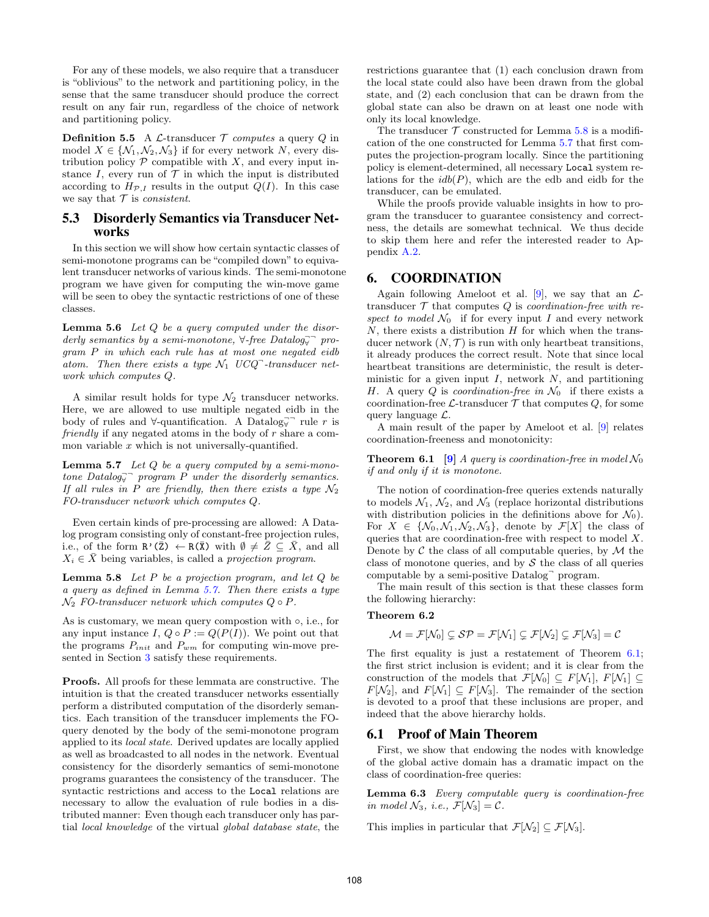For any of these models, we also require that a transducer is "oblivious" to the network and partitioning policy, in the sense that the same transducer should produce the correct result on any fair run, regardless of the choice of network and partitioning policy.

**Definition 5.5** A $\mathcal{L}$-transducer $\mathcal{T}$ *computes* a query $Q$ in model $X \in \{\mathcal{N}_1, \mathcal{N}_2, \mathcal{N}_3\}$ if for every network $N$, every distribution policy $\mathcal{P}$ compatible with $X$, and every input instance $I$, every run of $\mathcal{T}$ in which the input is distributed according to $H_{\mathcal{P},I}$ results in the output $Q(I)$. In this case we say that $\mathcal{T}$ is *consistent*.

## 5.3 Disorderly Semantics via Transducer Networks

In this section we will show how certain syntactic classes of semi-monotone programs can be "compiled down" to equivalent transducer networks of various kinds. The semi-monotone program we have given for computing the win-move game will be seen to obey the syntactic restrictions of one of these classes.

**Lemma 5.6** *Let $Q$ be a query computed under the disorderly semantics by a semi-monotone, $\forall$-free Datalog$^{\neg\neg}_{\forall}$ program $P$ in which each rule has at most one negated eidb atom. Then there exists a type $\mathcal{N}_1$ UCQ$^{\neg}$-transducer network which computes $Q$.*

A similar result holds for type $\mathcal{N}_2$ transducer networks. Here, we are allowed to use multiple negated eidb in the body of rules and $\forall$-quantification. A Datalog$^{\neg\neg}_{\forall}$ rule $r$ is *friendly* if any negated atoms in the body of $r$ share a common variable $x$ which is not universally-quantified.

**Lemma 5.7** *Let $Q$ be a query computed by a semi-monotone Datalog$^{\neg\neg}_{\forall}$ program $P$ under the disorderly semantics. If all rules in $P$ are friendly, then there exists a type $\mathcal{N}_2$ FO-transducer network which computes $Q$.*

Even certain kinds of pre-processing are allowed: A Datalog program consisting only of constant-free projection rules, i.e., of the form `R'(Z̄) ← R(X̄)` with $\emptyset \neq \bar{Z} \subseteq \bar{X}$, and all $X_i \in \bar{X}$ being variables, is called a *projection program*.

**Lemma 5.8** *Let $P$ be a projection program, and let $Q$ be a query as defined in Lemma 5.7. Then there exists a type $\mathcal{N}_2$ FO-transducer network which computes $Q \circ P$.*

As is customary, we mean query compostion with $\circ$, i.e., for any input instance $I$, $Q \circ P := Q(P(I))$. We point out that the programs $P_{init}$ and $P_{wm}$ for computing win-move presented in Section 3 satisfy these requirements.

**Proofs.** All proofs for these lemmata are constructive. The intuition is that the created transducer networks essentially perform a distributed computation of the disorderly semantics. Each transition of the transducer implements the FO-query denoted by the body of the semi-monotone program applied to its *local state*. Derived updates are locally applied as well as broadcasted to all nodes in the network. Eventual consistency for the disorderly semantics of semi-monotone programs guarantees the consistency of the transducer. The syntactic restrictions and access to the `Local` relations are necessary to allow the evaluation of rule bodies in a distributed manner: Even though each transducer only has partial *local knowledge* of the virtual *global database state*, the restrictions guarantee that (1) each conclusion drawn from the local state could also have been drawn from the global state, and (2) each conclusion that can be drawn from the global state can also be drawn on at least one node with only its local knowledge.

The transducer $\mathcal{T}$ constructed for Lemma 5.8 is a modification of the one constructed for Lemma 5.7 that first computes the projection-program locally. Since the partitioning policy is element-determined, all necessary `Local` system relations for the $idb(P)$, which are the edb and eidb for the transducer, can be emulated.

While the proofs provide valuable insights in how to program the transducer to guarantee consistency and correctness, the details are somewhat technical. We thus decide to skip them here and refer the interested reader to Appendix A.2.

# 6. COORDINATION

Again following Ameloot et al. [9], we say that an $\mathcal{L}$-transducer $\mathcal{T}$ that computes $Q$ is *coordination-free with respect to model* $\mathcal{N}_0$ if for every input $I$ and every network $N$, there exists a distribution $H$ for which when the transducer network $(N, \mathcal{T})$ is run with only heartbeat transitions, it already produces the correct result. Note that since local heartbeat transitions are deterministic, the result is deterministic for a given input $I$, network $N$, and partitioning $H$. A query $Q$ is *coordination-free in* $\mathcal{N}_0$ if there exists a coordination-free $\mathcal{L}$-transducer $\mathcal{T}$ that computes $Q$, for some query language $\mathcal{L}$.

A main result of the paper by Ameloot et al. [9] relates coordination-freeness and monotonicity:

**Theorem 6.1** [9] *A query is coordination-free in model $\mathcal{N}_0$ if and only if it is monotone.*

The notion of coordination-free queries extends naturally to models $\mathcal{N}_1$, $\mathcal{N}_2$, and $\mathcal{N}_3$ (replace horizontal distributions with distribution policies in the definitions above for $\mathcal{N}_0$). For $X \in \{\mathcal{N}_0, \mathcal{N}_1, \mathcal{N}_2, \mathcal{N}_3\}$, denote by $\mathcal{F}[X]$ the class of queries that are coordination-free with respect to model $X$. Denote by $\mathcal{C}$ the class of all computable queries, by $\mathcal{M}$ the class of monotone queries, and by $\mathcal{S}$ the class of all queries computable by a semi-positive Datalog$^{\neg}$ program.

The main result of this section is that these classes form the following hierarchy:

**Theorem 6.2**

$$\mathcal{M} = \mathcal{F}[\mathcal{N}_0] \subsetneq \mathcal{SP} = \mathcal{F}[\mathcal{N}_1] \subsetneq \mathcal{F}[\mathcal{N}_2] \subsetneq \mathcal{F}[\mathcal{N}_3] = \mathcal{C}$$

The first equality is just a restatement of Theorem 6.1; the first strict inclusion is evident; and it is clear from the construction of the models that $\mathcal{F}[\mathcal{N}_0] \subseteq F[\mathcal{N}_1]$, $F[\mathcal{N}_1] \subseteq F[\mathcal{N}_2]$, and $F[\mathcal{N}_1] \subseteq F[\mathcal{N}_3]$. The remainder of the section is devoted to a proof that these inclusions are proper, and indeed that the above hierarchy holds.

## 6.1 Proof of Main Theorem

First, we show that endowing the nodes with knowledge of the global active domain has a dramatic impact on the class of coordination-free queries:

**Lemma 6.3** *Every computable query is coordination-free in model $\mathcal{N}_3$, i.e., $\mathcal{F}[\mathcal{N}_3] = \mathcal{C}$.*

This implies in particular that $\mathcal{F}[\mathcal{N}_2] \subseteq \mathcal{F}[\mathcal{N}_3]$.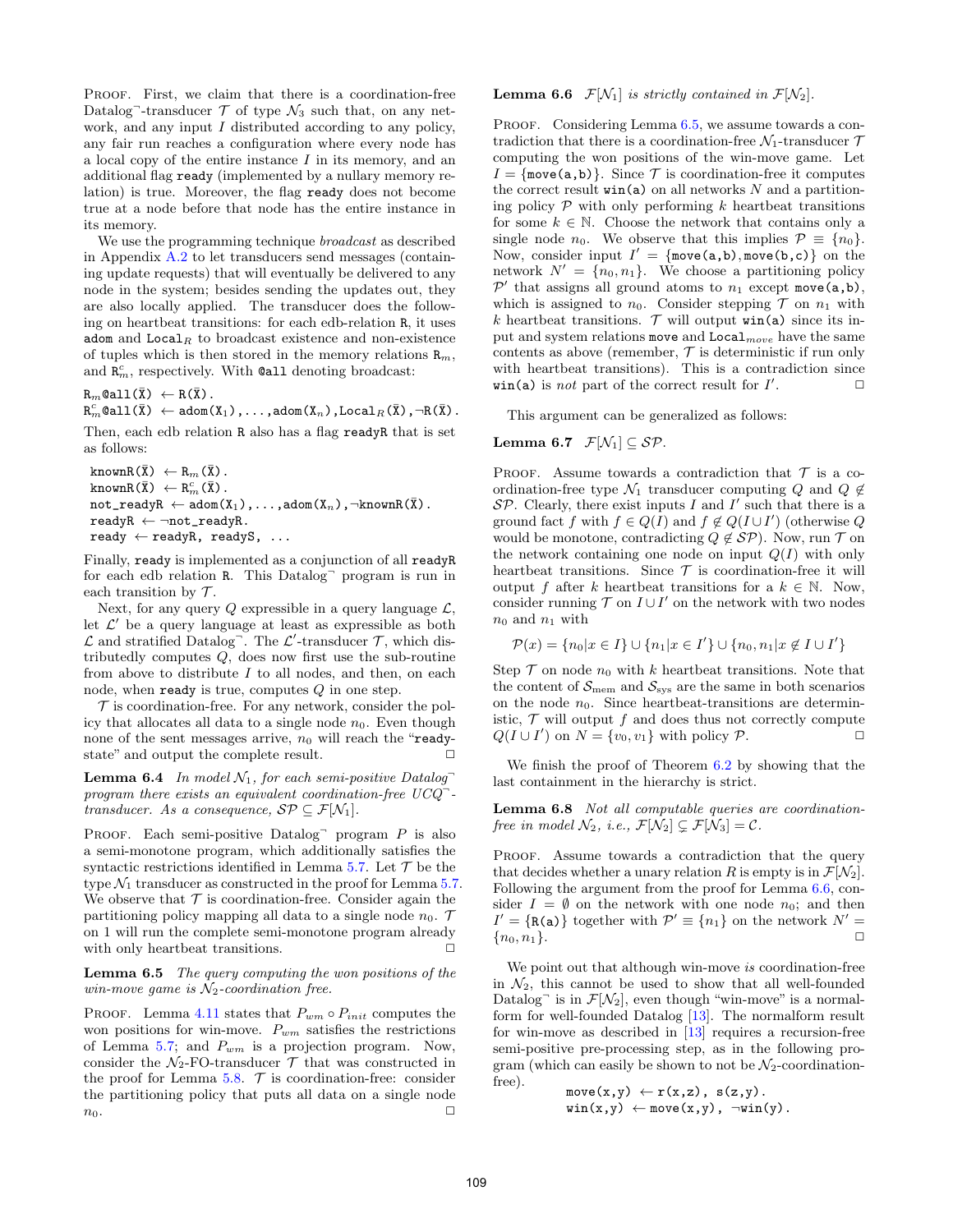PROOF. First, we claim that there is a coordination-free Datalog$^{\neg}$-transducer $\mathcal{T}$ of type $\mathcal{N}_3$ such that, on any network, and any input $I$ distributed according to any policy, any fair run reaches a configuration where every node has a local copy of the entire instance $I$ in its memory, and an additional flag `ready` (implemented by a nullary memory relation) is true. Moreover, the flag `ready` does not become true at a node before that node has the entire instance in its memory.

We use the programming technique *broadcast* as described in Appendix A.2 to let transducers send messages (containing update requests) that will eventually be delivered to any node in the system; besides sending the updates out, they are also locally applied. The transducer does the following on heartbeat transitions: for each edb-relation `R`, it uses `adom` and $\texttt{Local}_R$ to broadcast existence and non-existence of tuples which is then stored in the memory relations $\texttt{R}_m$, and $\texttt{R}^c_m$, respectively. With `@all` denoting broadcast:

$\texttt{R}_m\texttt{@all}(\bar{\texttt{X}}) \leftarrow \texttt{R}(\bar{\texttt{X}})$.
$\texttt{R}^c_m\texttt{@all}(\bar{\texttt{X}}) \leftarrow \texttt{adom}(\texttt{X}_1),\ldots,\texttt{adom}(\texttt{X}_n),\texttt{Local}_R(\bar{\texttt{X}}),\neg\texttt{R}(\bar{\texttt{X}})$.

Then, each edb relation `R` also has a flag `readyR` that is set as follows:

$\texttt{knownR}(\bar{\texttt{X}}) \leftarrow \texttt{R}_m(\bar{\texttt{X}})$.
$\texttt{knownR}(\bar{\texttt{X}}) \leftarrow \texttt{R}^c_m(\bar{\texttt{X}})$.
$\texttt{not\_readyR} \leftarrow \texttt{adom}(\texttt{X}_1),\ldots,\texttt{adom}(\texttt{X}_n),\neg\texttt{knownR}(\bar{\texttt{X}})$.
$\texttt{readyR} \leftarrow \neg\texttt{not\_readyR}$.
$\texttt{ready} \leftarrow \texttt{readyR},\ \texttt{readyS},\ \ldots$

Finally, `ready` is implemented as a conjunction of all `readyR` for each edb relation `R`. This Datalog$^{\neg}$ program is run in each transition by $\mathcal{T}$.

Next, for any query $Q$ expressible in a query language $\mathcal{L}$, let $\mathcal{L}'$ be a query language at least as expressible as both $\mathcal{L}$ and stratified Datalog$^{\neg}$. The $\mathcal{L}'$-transducer $\mathcal{T}$, which distributedly computes $Q$, does now first use the sub-routine from above to distribute $I$ to all nodes, and then, on each node, when `ready` is true, computes $Q$ in one step.

$\mathcal{T}$ is coordination-free. For any network, consider the policy that allocates all data to a single node $n_0$. Even though none of the sent messages arrive, $n_0$ will reach the "`ready`-state" and output the complete result. $\square$

**Lemma 6.4** *In model $\mathcal{N}_1$, for each semi-positive Datalog$^{\neg}$ program there exists an equivalent coordination-free UCQ$^{\neg}$-transducer. As a consequence, $\mathcal{SP} \subseteq \mathcal{F}[\mathcal{N}_1]$.*

PROOF. Each semi-positive Datalog$^{\neg}$ program $P$ is also a semi-monotone program, which additionally satisfies the syntactic restrictions identified in Lemma 5.7. Let $\mathcal{T}$ be the type $\mathcal{N}_1$ transducer as constructed in the proof for Lemma 5.7. We observe that $\mathcal{T}$ is coordination-free. Consider again the partitioning policy mapping all data to a single node $n_0$. $\mathcal{T}$ on 1 will run the complete semi-monotone program already with only heartbeat transitions. $\square$

**Lemma 6.5** *The query computing the won positions of the win-move game is $\mathcal{N}_2$-coordination free.*

PROOF. Lemma 4.11 states that $P_{wm} \circ P_{init}$ computes the won positions for win-move. $P_{wm}$ satisfies the restrictions of Lemma 5.7; and $P_{wm}$ is a projection program. Now, consider the $\mathcal{N}_2$-FO-transducer $\mathcal{T}$ that was constructed in the proof for Lemma 5.8. $\mathcal{T}$ is coordination-free: consider the partitioning policy that puts all data on a single node $n_0$. $\square$

**Lemma 6.6** *$\mathcal{F}[\mathcal{N}_1]$ is strictly contained in $\mathcal{F}[\mathcal{N}_2]$.*

PROOF. Considering Lemma 6.5, we assume towards a contradiction that there is a coordination-free $\mathcal{N}_1$-transducer $\mathcal{T}$ computing the won positions of the win-move game. Let $I = \{\texttt{move(a,b)}\}$. Since $\mathcal{T}$ is coordination-free it computes the correct result `win(a)` on all networks $N$ and a partitioning policy $\mathcal{P}$ with only performing $k$ heartbeat transitions for some $k \in \mathbb{N}$. Choose the network that contains only a single node $n_0$. We observe that this implies $\mathcal{P} \equiv \{n_0\}$. Now, consider input $I' = \{\texttt{move(a,b)}, \texttt{move(b,c)}\}$ on the network $N' = \{n_0, n_1\}$. We choose a partitioning policy $\mathcal{P}'$ that assigns all ground atoms to $n_1$ except `move(a,b)`, which is assigned to $n_0$. Consider stepping $\mathcal{T}$ on $n_1$ with $k$ heartbeat transitions. $\mathcal{T}$ will output `win(a)` since its input and system relations `move` and $\texttt{Local}_{move}$ have the same contents as above (remember, $\mathcal{T}$ is deterministic if run only with heartbeat transitions). This is a contradiction since `win(a)` is *not* part of the correct result for $I'$. $\square$

This argument can be generalized as follows:

**Lemma 6.7** *$\mathcal{F}[\mathcal{N}_1] \subseteq \mathcal{SP}$.*

PROOF. Assume towards a contradiction that $\mathcal{T}$ is a coordination-free type $\mathcal{N}_1$ transducer computing $Q$ and $Q \notin \mathcal{SP}$. Clearly, there exist inputs $I$ and $I'$ such that there is a ground fact $f$ with $f \in Q(I)$ and $f \notin Q(I \cup I')$ (otherwise $Q$ would be monotone, contradicting $Q \notin \mathcal{SP}$). Now, run $\mathcal{T}$ on the network containing one node computing $Q(I)$ with only heartbeat transitions. Since $\mathcal{T}$ is coordination-free it will output $f$ after $k$ heartbeat transitions for a $k \in \mathbb{N}$. Now, consider running $\mathcal{T}$ on $I \cup I'$ on the network with two nodes $n_0$ and $n_1$ with

$$\mathcal{P}(x) = \{n_0 | x \in I\} \cup \{n_1 | x \in I'\} \cup \{n_0, n_1 | x \notin I \cup I'\}$$

Step $\mathcal{T}$ on node $n_0$ with $k$ heartbeat transitions. Note that the content of $\mathcal{S}_{\text{mem}}$ and $\mathcal{S}_{\text{sys}}$ are the same in both scenarios on the node $n_0$. Since heartbeat-transitions are deterministic, $\mathcal{T}$ will output $f$ and does thus not correctly compute $Q(I \cup I')$ on $N = \{v_0, v_1\}$ with policy $\mathcal{P}$. $\square$

We finish the proof of Theorem 6.2 by showing that the last containment in the hierarchy is strict.

**Lemma 6.8** *Not all computable queries are coordination-free in model $\mathcal{N}_2$, i.e., $\mathcal{F}[\mathcal{N}_2] \subsetneq \mathcal{F}[\mathcal{N}_3] = \mathcal{C}$.*

PROOF. Assume towards a contradiction that the query that decides whether a unary relation $R$ is empty is in $\mathcal{F}[\mathcal{N}_2]$. Following the argument from the proof for Lemma 6.6, consider $I = \emptyset$ on the network with one node $n_0$; and then $I' = \{\texttt{R(a)}\}$ together with $\mathcal{P}' \equiv \{n_1\}$ on the network $N' = \{n_0, n_1\}$. $\square$

We point out that although win-move *is* coordination-free in $\mathcal{N}_2$, this cannot be used to show that all well-founded Datalog$^{\neg}$ is in $\mathcal{F}[\mathcal{N}_2]$, even though "win-move" is a normal-form for well-founded Datalog [13]. The normalform result for win-move as described in [13] requires a recursion-free semi-positive pre-processing step, as in the following program (which can easily be shown to not be $\mathcal{N}_2$-coordination-free).

```
move(x,y) ← r(x,z), s(z,y).
win(x,y) ← move(x,y), ¬win(y).
```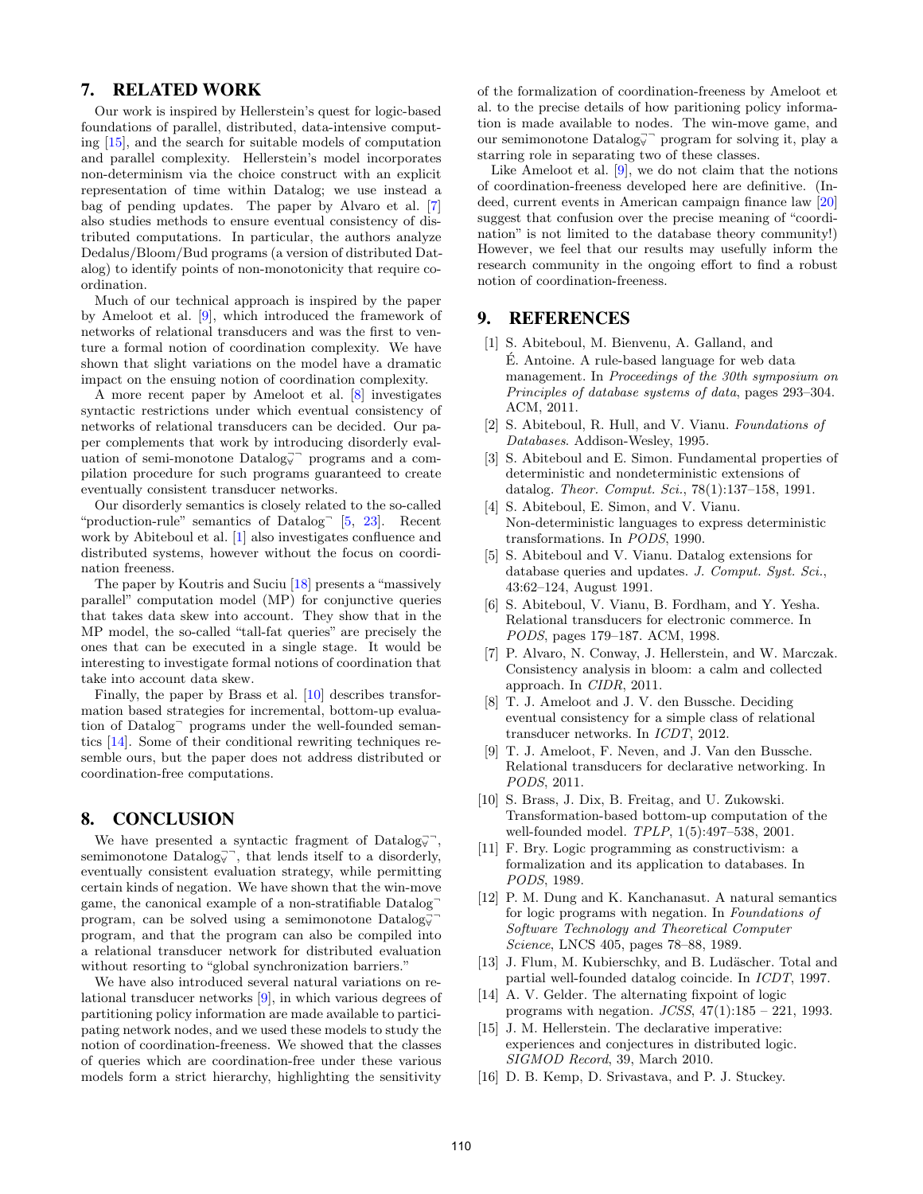## 7. RELATED WORK

Our work is inspired by Hellerstein's quest for logic-based foundations of parallel, distributed, data-intensive computing [15], and the search for suitable models of computation and parallel complexity. Hellerstein's model incorporates non-determinism via the choice construct with an explicit representation of time within Datalog; we use instead a bag of pending updates. The paper by Alvaro et al. [7] also studies methods to ensure eventual consistency of distributed computations. In particular, the authors analyze Dedalus/Bloom/Bud programs (a version of distributed Datalog) to identify points of non-monotonicity that require coordination.

Much of our technical approach is inspired by the paper by Ameloot et al. [9], which introduced the framework of networks of relational transducers and was the first to venture a formal notion of coordination complexity. We have shown that slight variations on the model have a dramatic impact on the ensuing notion of coordination complexity.

A more recent paper by Ameloot et al. [8] investigates syntactic restrictions under which eventual consistency of networks of relational transducers can be decided. Our paper complements that work by introducing disorderly evaluation of semi-monotone $\text{Datalog}_{\forall}^{\neg\neg}$ programs and a compilation procedure for such programs guaranteed to create eventually consistent transducer networks.

Our disorderly semantics is closely related to the so-called "production-rule" semantics of $\text{Datalog}^{\neg}$ [5, 23]. Recent work by Abiteboul et al. [1] also investigates confluence and distributed systems, however without the focus on coordination freeness.

The paper by Koutris and Suciu [18] presents a "massively parallel" computation model (MP) for conjunctive queries that takes data skew into account. They show that in the MP model, the so-called "tall-fat queries" are precisely the ones that can be executed in a single stage. It would be interesting to investigate formal notions of coordination that take into account data skew.

Finally, the paper by Brass et al. [10] describes transformation based strategies for incremental, bottom-up evaluation of $\text{Datalog}^{\neg}$ programs under the well-founded semantics [14]. Some of their conditional rewriting techniques resemble ours, but the paper does not address distributed or coordination-free computations.

## 8. CONCLUSION

We have presented a syntactic fragment of $\text{Datalog}_{\forall}^{\neg\neg}$, semimonotone $\text{Datalog}_{\forall}^{\neg\neg}$, that lends itself to a disorderly, eventually consistent evaluation strategy, while permitting certain kinds of negation. We have shown that the win-move game, the canonical example of a non-stratifiable $\text{Datalog}^{\neg}$ program, can be solved using a semimonotone $\text{Datalog}_{\forall}^{\neg\neg}$ program, and that the program can also be compiled into a relational transducer network for distributed evaluation without resorting to "global synchronization barriers."

We have also introduced several natural variations on relational transducer networks [9], in which various degrees of partitioning policy information are made available to participating network nodes, and we used these models to study the notion of coordination-freeness. We showed that the classes of queries which are coordination-free under these various models form a strict hierarchy, highlighting the sensitivity of the formalization of coordination-freeness by Ameloot et al. to the precise details of how paritioning policy information is made available to nodes. The win-move game, and our semimonotone $\text{Datalog}_{\forall}^{\neg\neg}$ program for solving it, play a starring role in separating two of these classes.

Like Ameloot et al. [9], we do not claim that the notions of coordination-freeness developed here are definitive. (Indeed, current events in American campaign finance law [20] suggest that confusion over the precise meaning of "coordination" is not limited to the database theory community!) However, we feel that our results may usefully inform the research community in the ongoing effort to find a robust notion of coordination-freeness.

## 9. REFERENCES

[1] S. Abiteboul, M. Bienvenu, A. Galland, and É. Antoine. A rule-based language for web data management. In *Proceedings of the 30th symposium on Principles of database systems of data*, pages 293–304. ACM, 2011.

[2] S. Abiteboul, R. Hull, and V. Vianu. *Foundations of Databases*. Addison-Wesley, 1995.

[3] S. Abiteboul and E. Simon. Fundamental properties of deterministic and nondeterministic extensions of datalog. *Theor. Comput. Sci.*, 78(1):137–158, 1991.

[4] S. Abiteboul, E. Simon, and V. Vianu. Non-deterministic languages to express deterministic transformations. In *PODS*, 1990.

[5] S. Abiteboul and V. Vianu. Datalog extensions for database queries and updates. *J. Comput. Syst. Sci.*, 43:62–124, August 1991.

[6] S. Abiteboul, V. Vianu, B. Fordham, and Y. Yesha. Relational transducers for electronic commerce. In *PODS*, pages 179–187. ACM, 1998.

[7] P. Alvaro, N. Conway, J. Hellerstein, and W. Marczak. Consistency analysis in bloom: a calm and collected approach. In *CIDR*, 2011.

[8] T. J. Ameloot and J. V. den Bussche. Deciding eventual consistency for a simple class of relational transducer networks. In *ICDT*, 2012.

[9] T. J. Ameloot, F. Neven, and J. Van den Bussche. Relational transducers for declarative networking. In *PODS*, 2011.

[10] S. Brass, J. Dix, B. Freitag, and U. Zukowski. Transformation-based bottom-up computation of the well-founded model. *TPLP*, 1(5):497–538, 2001.

[11] F. Bry. Logic programming as constructivism: a formalization and its application to databases. In *PODS*, 1989.

[12] P. M. Dung and K. Kanchanasut. A natural semantics for logic programs with negation. In *Foundations of Software Technology and Theoretical Computer Science*, LNCS 405, pages 78–88, 1989.

[13] J. Flum, M. Kubierschky, and B. Ludäscher. Total and partial well-founded datalog coincide. In *ICDT*, 1997.

[14] A. V. Gelder. The alternating fixpoint of logic programs with negation. *JCSS*, 47(1):185 – 221, 1993.

[15] J. M. Hellerstein. The declarative imperative: experiences and conjectures in distributed logic. *SIGMOD Record*, 39, March 2010.

[16] D. B. Kemp, D. Srivastava, and P. J. Stuckey.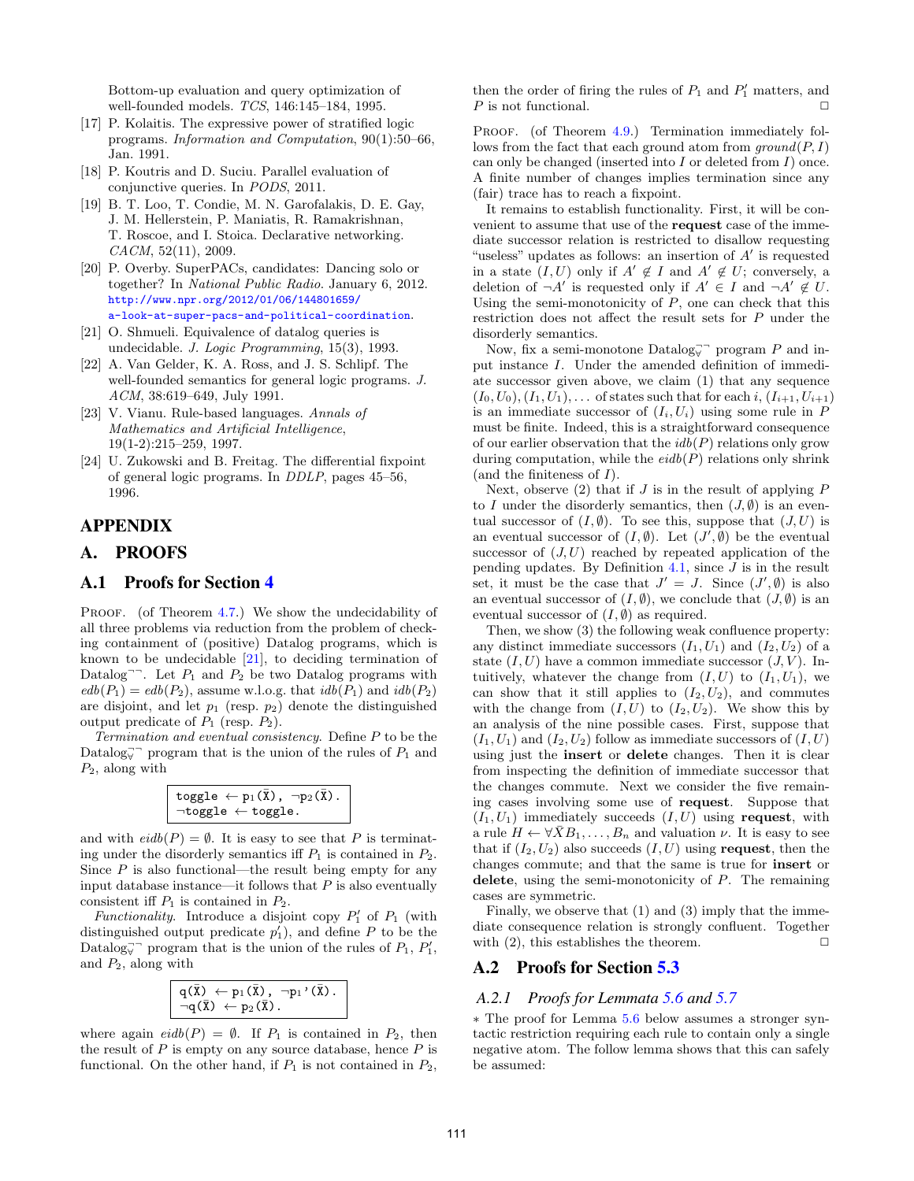Bottom-up evaluation and query optimization of well-founded models. *TCS*, 146:145–184, 1995.

[17] P. Kolaitis. The expressive power of stratified logic programs. *Information and Computation*, 90(1):50–66, Jan. 1991.

[18] P. Koutris and D. Suciu. Parallel evaluation of conjunctive queries. In *PODS*, 2011.

[19] B. T. Loo, T. Condie, M. N. Garofalakis, D. E. Gay, J. M. Hellerstein, P. Maniatis, R. Ramakrishnan, T. Roscoe, and I. Stoica. Declarative networking. *CACM*, 52(11), 2009.

[20] P. Overby. SuperPACs, candidates: Dancing solo or together? In *National Public Radio*. January 6, 2012. http://www.npr.org/2012/01/06/144801659/a-look-at-super-pacs-and-political-coordination.

[21] O. Shmueli. Equivalence of datalog queries is undecidable. *J. Logic Programming*, 15(3), 1993.

[22] A. Van Gelder, K. A. Ross, and J. S. Schlipf. The well-founded semantics for general logic programs. *J. ACM*, 38:619–649, July 1991.

[23] V. Vianu. Rule-based languages. *Annals of Mathematics and Artificial Intelligence*, 19(1-2):215–259, 1997.

[24] U. Zukowski and B. Freitag. The differential fixpoint of general logic programs. In *DDLP*, pages 45–56, 1996.

# APPENDIX

# A. PROOFS

## A.1 Proofs for Section 4

PROOF. (of Theorem 4.7.) We show the undecidability of all three problems via reduction from the problem of checking containment of (positive) Datalog programs, which is known to be undecidable [21], to deciding termination of Datalog$^{\neg\neg}$. Let $P_1$ and $P_2$ be two Datalog programs with $edb(P_1) = edb(P_2)$, assume w.l.o.g. that $idb(P_1)$ and $idb(P_2)$ are disjoint, and let $p_1$ (resp. $p_2$) denote the distinguished output predicate of $P_1$ (resp. $P_2$).

*Termination and eventual consistency.* Define $P$ to be the Datalog$_{\forall}^{\neg\neg}$ program that is the union of the rules of $P_1$ and $P_2$, along with

```
toggle ← p1(X̄), ¬p2(X̄).
¬toggle ← toggle.
```

and with $eidb(P) = \emptyset$. It is easy to see that $P$ is terminating under the disorderly semantics iff $P_1$ is contained in $P_2$. Since $P$ is also functional—the result being empty for any input database instance—it follows that $P$ is also eventually consistent iff $P_1$ is contained in $P_2$.

*Functionality.* Introduce a disjoint copy $P_1'$ of $P_1$ (with distinguished output predicate $p_1'$), and define $P$ to be the Datalog$_{\forall}^{\neg\neg}$ program that is the union of the rules of $P_1$, $P_1'$, and $P_2$, along with

```
q(X̄) ← p1(X̄), ¬p1'(X̄).
¬q(X̄) ← p2(X̄).
```

where again $eidb(P) = \emptyset$. If $P_1$ is contained in $P_2$, then the result of $P$ is empty on any source database, hence $P$ is functional. On the other hand, if $P_1$ is not contained in $P_2$, then the order of firing the rules of $P_1$ and $P_1'$ matters, and $P$ is not functional. □

PROOF. (of Theorem 4.9.) Termination immediately follows from the fact that each ground atom from $ground(P, I)$ can only be changed (inserted into $I$ or deleted from $I$) once. A finite number of changes implies termination since any (fair) trace has to reach a fixpoint.

It remains to establish functionality. First, it will be convenient to assume that use of the **request** case of the immediate successor relation is restricted to disallow requesting "useless" updates as follows: an insertion of $A'$ is requested in a state $(I, U)$ only if $A' \notin I$ and $A' \notin U$; conversely, a deletion of $\neg A'$ is requested only if $A' \in I$ and $\neg A' \notin U$. Using the semi-monotonicity of $P$, one can check that this restriction does not affect the result sets for $P$ under the disorderly semantics.

Now, fix a semi-monotone Datalog$_{\forall}^{\neg\neg}$ program $P$ and input instance $I$. Under the amended definition of immediate successor given above, we claim (1) that any sequence $(I_0, U_0), (I_1, U_1), \ldots$ of states such that for each $i$, $(I_{i+1}, U_{i+1})$ is an immediate successor of $(I_i, U_i)$ using some rule in $P$ must be finite. Indeed, this is a straightforward consequence of our earlier observation that the $idb(P)$ relations only grow during computation, while the $eidb(P)$ relations only shrink (and the finiteness of $I$).

Next, observe (2) that if $J$ is in the result of applying $P$ to $I$ under the disorderly semantics, then $(J, \emptyset)$ is an eventual successor of $(I, \emptyset)$. To see this, suppose that $(J, U)$ is an eventual successor of $(I, \emptyset)$. Let $(J', \emptyset)$ be the eventual successor of $(J, U)$ reached by repeated application of the pending updates. By Definition 4.1, since $J$ is in the result set, it must be the case that $J' = J$. Since $(J', \emptyset)$ is also an eventual successor of $(I, \emptyset)$, we conclude that $(J, \emptyset)$ is an eventual successor of $(I, \emptyset)$ as required.

Then, we show (3) the following weak confluence property: any distinct immediate successors $(I_1, U_1)$ and $(I_2, U_2)$ of a state $(I, U)$ have a common immediate successor $(J, V)$. Intuitively, whatever the change from $(I, U)$ to $(I_1, U_1)$, we can show that it still applies to $(I_2, U_2)$, and commutes with the change from $(I, U)$ to $(I_2, U_2)$. We show this by an analysis of the nine possible cases. First, suppose that $(I_1, U_1)$ and $(I_2, U_2)$ follow as immediate successors of $(I, U)$ using just the **insert** or **delete** changes. Then it is clear from inspecting the definition of immediate successor that the changes commute. Next we consider the five remaining cases involving some use of **request**. Suppose that $(I_1, U_1)$ immediately succeeds $(I, U)$ using **request**, with a rule $H \leftarrow \forall \bar{X} B_1, \ldots, B_n$ and valuation $\nu$. It is easy to see that if $(I_2, U_2)$ also succeeds $(I, U)$ using **request**, then the changes commute; and that the same is true for **insert** or **delete**, using the semi-monotonicity of $P$. The remaining cases are symmetric.

Finally, we observe that (1) and (3) imply that the immediate consequence relation is strongly confluent. Together with (2), this establishes the theorem. □

## A.2 Proofs for Section 5.3

### A.2.1 Proofs for Lemmata 5.6 and 5.7

∗ The proof for Lemma 5.6 below assumes a stronger syntactic restriction requiring each rule to contain only a single negative atom. The follow lemma shows that this can safely be assumed: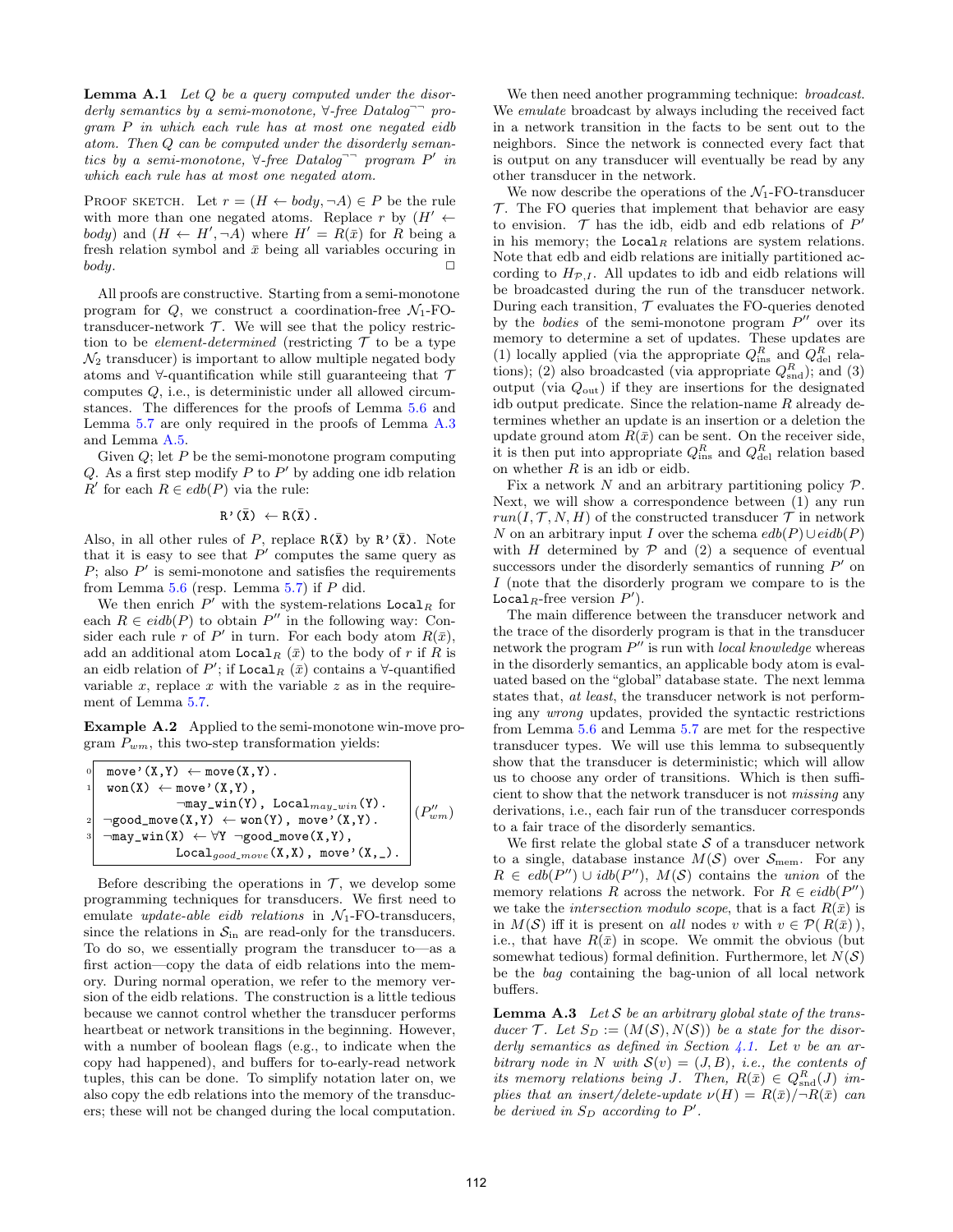**Lemma A.1** *Let $Q$ be a query computed under the disorderly semantics by a semi-monotone, $\forall$-free Datalog$^{\neg\neg}$ program $P$ in which each rule has at most one negated eidb atom. Then $Q$ can be computed under the disorderly semantics by a semi-monotone, $\forall$-free Datalog$^{\neg\neg}$ program $P'$ in which each rule has at most one negated atom.*

Proof sketch. Let $r = (H \leftarrow body, \neg A) \in P$ be the rule with more than one negated atoms. Replace $r$ by $(H' \leftarrow body)$ and $(H \leftarrow H', \neg A)$ where $H' = R(\bar{x})$ for $R$ being a fresh relation symbol and $\bar{x}$ being all variables occuring in *body*. $\square$

All proofs are constructive. Starting from a semi-monotone program for $Q$, we construct a coordination-free $\mathcal{N}_1$-FO-transducer-network $\mathcal{T}$. We will see that the policy restriction to be *element-determined* (restricting $\mathcal{T}$ to be a type $\mathcal{N}_2$ transducer) is important to allow multiple negated body atoms and $\forall$-quantification while still guaranteeing that $\mathcal{T}$ computes $Q$, i.e., is deterministic under all allowed circumstances. The differences for the proofs of Lemma 5.6 and Lemma 5.7 are only required in the proofs of Lemma A.3 and Lemma A.5.

Given $Q$; let $P$ be the semi-monotone program computing $Q$. As a first step modify $P$ to $P'$ by adding one idb relation $R'$ for each $R \in edb(P)$ via the rule:

```
R'(X̄) ← R(X̄).
```

Also, in all other rules of $P$, replace `R(X̄)` by `R'(X̄)`. Note that it is easy to see that $P'$ computes the same query as $P$; also $P'$ is semi-monotone and satisfies the requirements from Lemma 5.6 (resp. Lemma 5.7) if $P$ did.

We then enrich $P'$ with the system-relations $\texttt{Local}_R$ for each $R \in eidb(P)$ to obtain $P''$ in the following way: Consider each rule $r$ of $P'$ in turn. For each body atom $R(\bar{x})$, add an additional atom $\texttt{Local}_R\ (\bar{x})$ to the body of $r$ if $R$ is an eidb relation of $P'$; if $\texttt{Local}_R\ (\bar{x})$ contains a $\forall$-quantified variable $x$, replace $x$ with the variable $z$ as in the requirement of Lemma 5.7.

**Example A.2** Applied to the semi-monotone win-move program $P_{wm}$, this two-step transformation yields:

```
0  move'(X,Y) ← move(X,Y).
1  won(X) ← move'(X,Y),
           ¬may_win(Y), Local_may_win(Y).
2  ¬good_move(X,Y) ← won(Y), move'(X,Y).
3  ¬may_win(X) ← ∀Y ¬good_move(X,Y),
           Local_good_move(X,X), move'(X,_).
```
$(P''_{wm})$

Before describing the operations in $\mathcal{T}$, we develop some programming techniques for transducers. We first need to emulate *update-able eidb relations* in $\mathcal{N}_1$-FO-transducers, since the relations in $\mathcal{S}_{\text{in}}$ are read-only for the transducers. To do so, we essentially program the transducer to—as a first action—copy the data of eidb relations into the memory. During normal operation, we refer to the memory version of the eidb relations. The construction is a little tedious because we cannot control whether the transducer performs heartbeat or network transitions in the beginning. However, with a number of boolean flags (e.g., to indicate when the copy had happened), and buffers for to-early-read network tuples, this can be done. To simplify notation later on, we also copy the edb relations into the memory of the transducers; these will not be changed during the local computation.

We then need another programming technique: *broadcast*. We *emulate* broadcast by always including the received fact in a network transition in the facts to be sent out to the neighbors. Since the network is connected every fact that is output on any transducer will eventually be read by any other transducer in the network.

We now describe the operations of the $\mathcal{N}_1$-FO-transducer $\mathcal{T}$. The FO queries that implement that behavior are easy to envision. $\mathcal{T}$ has the idb, eidb and edb relations of $P'$ in his memory; the $\texttt{Local}_R$ relations are system relations. Note that edb and eidb relations are initially partitioned according to $H_{\mathcal{P},I}$. All updates to idb and eidb relations will be broadcasted during the run of the transducer network. During each transition, $\mathcal{T}$ evaluates the FO-queries denoted by the *bodies* of the semi-monotone program $P''$ over its memory to determine a set of updates. These updates are (1) locally applied (via the appropriate $Q^R_{\text{ins}}$ and $Q^R_{\text{del}}$ relations); (2) also broadcasted (via appropriate $Q^R_{\text{snd}}$); and (3) output (via $Q_{\text{out}}$) if they are insertions for the designated idb output predicate. Since the relation-name $R$ already determines whether an update is an insertion or a deletion the update ground atom $R(\bar{x})$ can be sent. On the receiver side, it is then put into appropriate $Q^R_{\text{ins}}$ and $Q^R_{\text{del}}$ relation based on whether $R$ is an idb or eidb.

Fix a network $N$ and an arbitrary partitioning policy $\mathcal{P}$. Next, we will show a correspondence between (1) any run $run(I, \mathcal{T}, N, H)$ of the constructed transducer $\mathcal{T}$ in network $N$ on an arbitrary input $I$ over the schema $edb(P) \cup eidb(P)$ with $H$ determined by $\mathcal{P}$ and (2) a sequence of eventual successors under the disorderly semantics of running $P'$ on $I$ (note that the disorderly program we compare to is the $\texttt{Local}_R$-free version $P'$).

The main difference between the transducer network and the trace of the disorderly program is that in the transducer network the program $P''$ is run with *local knowledge* whereas in the disorderly semantics, an applicable body atom is evaluated based on the "global" database state. The next lemma states that, *at least*, the transducer network is not performing any *wrong* updates, provided the syntactic restrictions from Lemma 5.6 and Lemma 5.7 are met for the respective transducer types. We will use this lemma to subsequently show that the transducer is deterministic; which will allow us to choose any order of transitions. Which is then sufficient to show that the network transducer is not *missing* any derivations, i.e., each fair run of the transducer corresponds to a fair trace of the disorderly semantics.

We first relate the global state $\mathcal{S}$ of a transducer network to a single, database instance $M(\mathcal{S})$ over $\mathcal{S}_{\text{mem}}$. For any $R \in edb(P'') \cup idb(P'')$, $M(\mathcal{S})$ contains the *union* of the memory relations $R$ across the network. For $R \in eidb(P'')$ we take the *intersection modulo scope*, that is a fact $R(\bar{x})$ is in $M(\mathcal{S})$ iff it is present on *all* nodes $v$ with $v \in \mathcal{P}(\,R(\bar{x}))$, i.e., that have $R(\bar{x})$ in scope. We ommit the obvious (but somewhat tedious) formal definition. Furthermore, let $N(\mathcal{S})$ be the *bag* containing the bag-union of all local network buffers.

**Lemma A.3** *Let $\mathcal{S}$ be an arbitrary global state of the transducer $\mathcal{T}$. Let $S_D := (M(\mathcal{S}), N(\mathcal{S}))$ be a state for the disorderly semantics as defined in Section 4.1. Let $v$ be an arbitrary node in $N$ with $\mathcal{S}(v) = (J, B)$, i.e., the contents of its memory relations being $J$. Then, $R(\bar{x}) \in Q^R_{\text{snd}}(J)$ implies that an insert/delete-update $\nu(H) = R(\bar{x})/\neg R(\bar{x})$ can be derived in $S_D$ according to $P'$.*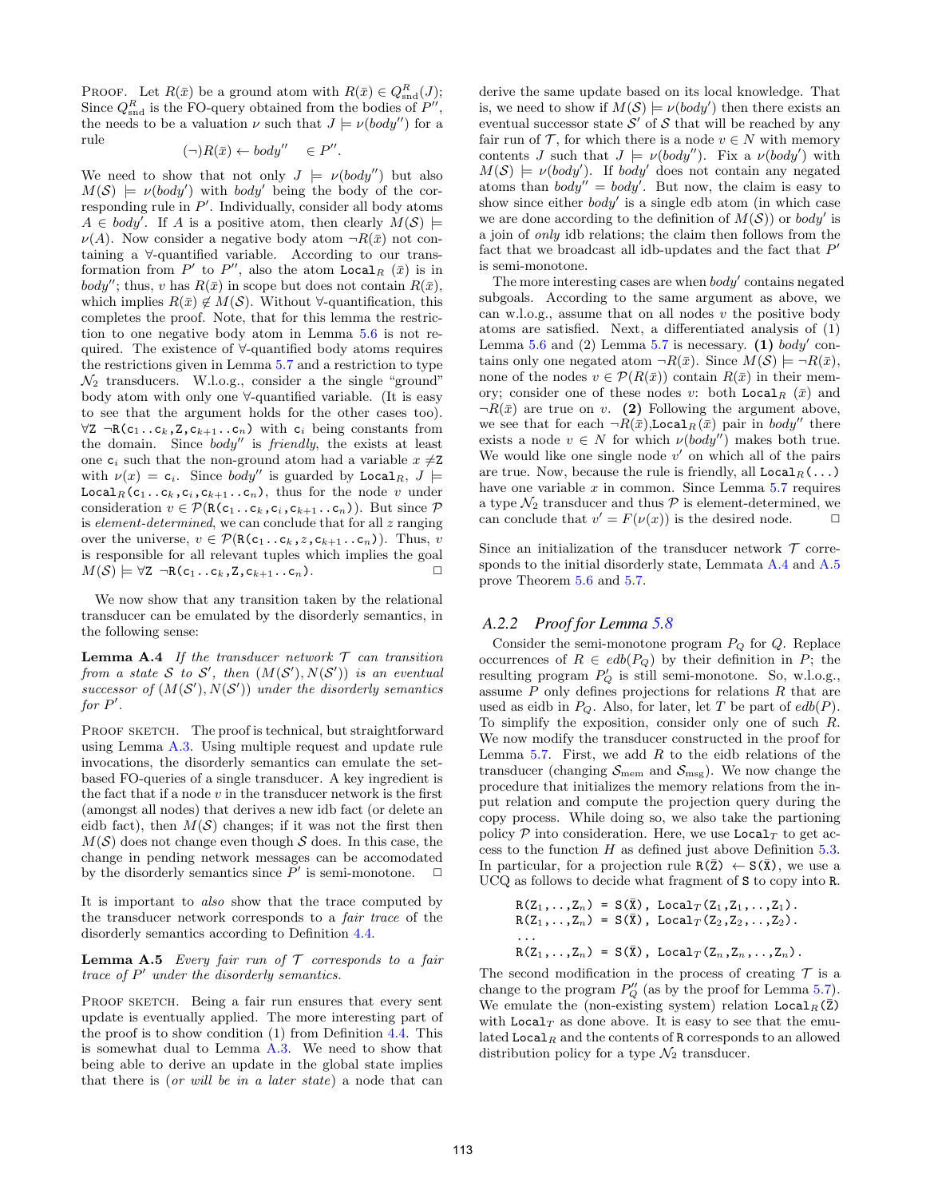PROOF. Let $R(\bar{x})$ be a ground atom with $R(\bar{x}) \in Q^R_{\text{snd}}(J)$; Since $Q^R_{\text{snd}}$ is the FO-query obtained from the bodies of $P''$, the needs to be a valuation $\nu$ such that $J \models \nu(body'')$ for a rule

$$(\neg)R(\bar{x}) \leftarrow body'' \quad \in P''.$$

We need to show that not only $J \models \nu(body'')$ but also $M(\mathcal{S}) \models \nu(body')$ with $body'$ being the body of the corresponding rule in $P'$. Individually, consider all body atoms $A \in body'$. If $A$ is a positive atom, then clearly $M(\mathcal{S}) \models \nu(A)$. Now consider a negative body atom $\neg R(\bar{x})$ not containing a ∀-quantified variable. According to our transformation from $P'$ to $P''$, also the atom $\texttt{Local}_R\ (\bar{x})$ is in $body''$; thus, $v$ has $R(\bar{x})$ in scope but does not contain $R(\bar{x})$, which implies $R(\bar{x}) \notin M(\mathcal{S})$. Without ∀-quantification, this completes the proof. Note, that for this lemma the restriction to one negative body atom in Lemma 5.6 is not required. The existence of ∀-quantified body atoms requires the restrictions given in Lemma 5.7 and a restriction to type $\mathcal{N}_2$ transducers. W.l.o.g., consider a the single "ground" body atom with only one ∀-quantified variable. (It is easy to see that the argument holds for the other cases too). $\forall \texttt{Z}\ \neg\texttt{R}(\texttt{c}_1..\texttt{c}_k,\texttt{Z},\texttt{c}_{k+1}..\texttt{c}_n)$ with $\texttt{c}_i$ being constants from the domain. Since $body''$ is *friendly*, the exists at least one $\texttt{c}_i$ such that the non-ground atom had a variable $x \neq \texttt{Z}$ with $\nu(x) = \texttt{c}_i$. Since $body''$ is guarded by $\texttt{Local}_R$, $J \models \texttt{Local}_R(\texttt{c}_1..\texttt{c}_k,\texttt{c}_i,\texttt{c}_{k+1}..\texttt{c}_n)$, thus for the node $v$ under consideration $v \in \mathcal{P}(\texttt{R}(\texttt{c}_1..\texttt{c}_k,\texttt{c}_i,\texttt{c}_{k+1}..\texttt{c}_n))$. But since $\mathcal{P}$ is *element-determined*, we can conclude that for all $z$ ranging over the universe, $v \in \mathcal{P}(\texttt{R}(\texttt{c}_1..\texttt{c}_k,z,\texttt{c}_{k+1}..\texttt{c}_n))$. Thus, $v$ is responsible for all relevant tuples which implies the goal $M(\mathcal{S}) \models \forall \texttt{Z}\ \neg\texttt{R}(\texttt{c}_1..\texttt{c}_k,\texttt{Z},\texttt{c}_{k+1}..\texttt{c}_n)$. □

We now show that any transition taken by the relational transducer can be emulated by the disorderly semantics, in the following sense:

**Lemma A.4** *If the transducer network $\mathcal{T}$ can transition from a state $\mathcal{S}$ to $\mathcal{S}'$, then $(M(\mathcal{S}'), N(\mathcal{S}'))$ is an eventual successor of $(M(\mathcal{S}'), N(\mathcal{S}'))$ under the disorderly semantics for $P'$.*

PROOF SKETCH. The proof is technical, but straightforward using Lemma A.3. Using multiple request and update rule invocations, the disorderly semantics can emulate the set-based FO-queries of a single transducer. A key ingredient is the fact that if a node $v$ in the transducer network is the first (amongst all nodes) that derives a new idb fact (or delete an eidb fact), then $M(\mathcal{S})$ changes; if it was not the first then $M(\mathcal{S})$ does not change even though $\mathcal{S}$ does. In this case, the change in pending network messages can be accomodated by the disorderly semantics since $P'$ is semi-monotone. □

It is important to *also* show that the trace computed by the transducer network corresponds to a *fair trace* of the disorderly semantics according to Definition 4.4.

**Lemma A.5** *Every fair run of $\mathcal{T}$ corresponds to a fair trace of $P'$ under the disorderly semantics.*

PROOF SKETCH. Being a fair run ensures that every sent update is eventually applied. The more interesting part of the proof is to show condition (1) from Definition 4.4. This is somewhat dual to Lemma A.3. We need to show that being able to derive an update in the global state implies that there is (*or will be in a later state*) a node that can derive the same update based on its local knowledge. That is, we need to show if $M(\mathcal{S}) \models \nu(body')$ then there exists an eventual successor state $\mathcal{S}'$ of $\mathcal{S}$ that will be reached by any fair run of $\mathcal{T}$, for which there is a node $v \in N$ with memory contents $J$ such that $J \models \nu(body'')$. Fix a $\nu(body')$ with $M(\mathcal{S}) \models \nu(body')$. If $body'$ does not contain any negated atoms than $body'' = body'$. But now, the claim is easy to show since either $body'$ is a single edb atom (in which case we are done according to the definition of $M(\mathcal{S})$) or $body'$ is a join of *only* idb relations; the claim then follows from the fact that we broadcast all idb-updates and the fact that $P'$ is semi-monotone.

The more interesting cases are when $body'$ contains negated subgoals. According to the same argument as above, we can w.l.o.g., assume that on all nodes $v$ the positive body atoms are satisfied. Next, a differentiated analysis of (1) Lemma 5.6 and (2) Lemma 5.7 is necessary. **(1)** $body'$ contains only one negated atom $\neg R(\bar{x})$. Since $M(\mathcal{S}) \models \neg R(\bar{x})$, none of the nodes $v \in \mathcal{P}(R(\bar{x}))$ contain $R(\bar{x})$ in their memory; consider one of these nodes $v$: both $\texttt{Local}_R\ (\bar{x})$ and $\neg R(\bar{x})$ are true on $v$. **(2)** Following the argument above, we see that for each $\neg R(\bar{x})$,$\texttt{Local}_R(\bar{x})$ pair in $body''$ there exists a node $v \in N$ for which $\nu(body'')$ makes both true. We would like one single node $v'$ on which all of the pairs are true. Now, because the rule is friendly, all $\texttt{Local}_R(...)$ have one variable $x$ in common. Since Lemma 5.7 requires a type $\mathcal{N}_2$ transducer and thus $\mathcal{P}$ is element-determined, we can conclude that $v' = F(\nu(x))$ is the desired node. □

Since an initialization of the transducer network $\mathcal{T}$ corresponds to the initial disorderly state, Lemmata A.4 and A.5 prove Theorem 5.6 and 5.7.

### A.2.2 Proof for Lemma 5.8

Consider the semi-monotone program $P_Q$ for $Q$. Replace occurrences of $R \in edb(P_Q)$ by their definition in $P$; the resulting program $P'_Q$ is still semi-monotone. So, w.l.o.g., assume $P$ only defines projections for relations $R$ that are used as eidb in $P_Q$. Also, for later, let $T$ be part of $edb(P)$. To simplify the exposition, consider only one of such $R$. We now modify the transducer constructed in the proof for Lemma 5.7. First, we add $R$ to the eidb relations of the transducer (changing $\mathcal{S}_{\text{mem}}$ and $\mathcal{S}_{\text{msg}}$). We now change the procedure that initializes the memory relations from the input relation and compute the projection query during the copy process. While doing so, we also take the partioning policy $\mathcal{P}$ into consideration. Here, we use $\texttt{Local}_T$ to get access to the function $H$ as defined just above Definition 5.3. In particular, for a projection rule $\texttt{R}(\bar{\texttt{Z}}) \leftarrow \texttt{S}(\bar{\texttt{X}})$, we use a UCQ as follows to decide what fragment of S to copy into R.

```
R(Z1,..,Zn) = S(X̄), LocalT(Z1,Z1,..,Z1).
R(Z1,..,Zn) = S(X̄), LocalT(Z2,Z2,..,Z2).
...
R(Z1,..,Zn) = S(X̄), LocalT(Zn,Zn,..,Zn).
```

The second modification in the process of creating $\mathcal{T}$ is a change to the program $P''_Q$ (as by the proof for Lemma 5.7). We emulate the (non-existing system) relation $\texttt{Local}_R(\bar{\texttt{Z}})$ with $\texttt{Local}_T$ as done above. It is easy to see that the emulated $\texttt{Local}_R$ and the contents of R corresponds to an allowed distribution policy for a type $\mathcal{N}_2$ transducer.